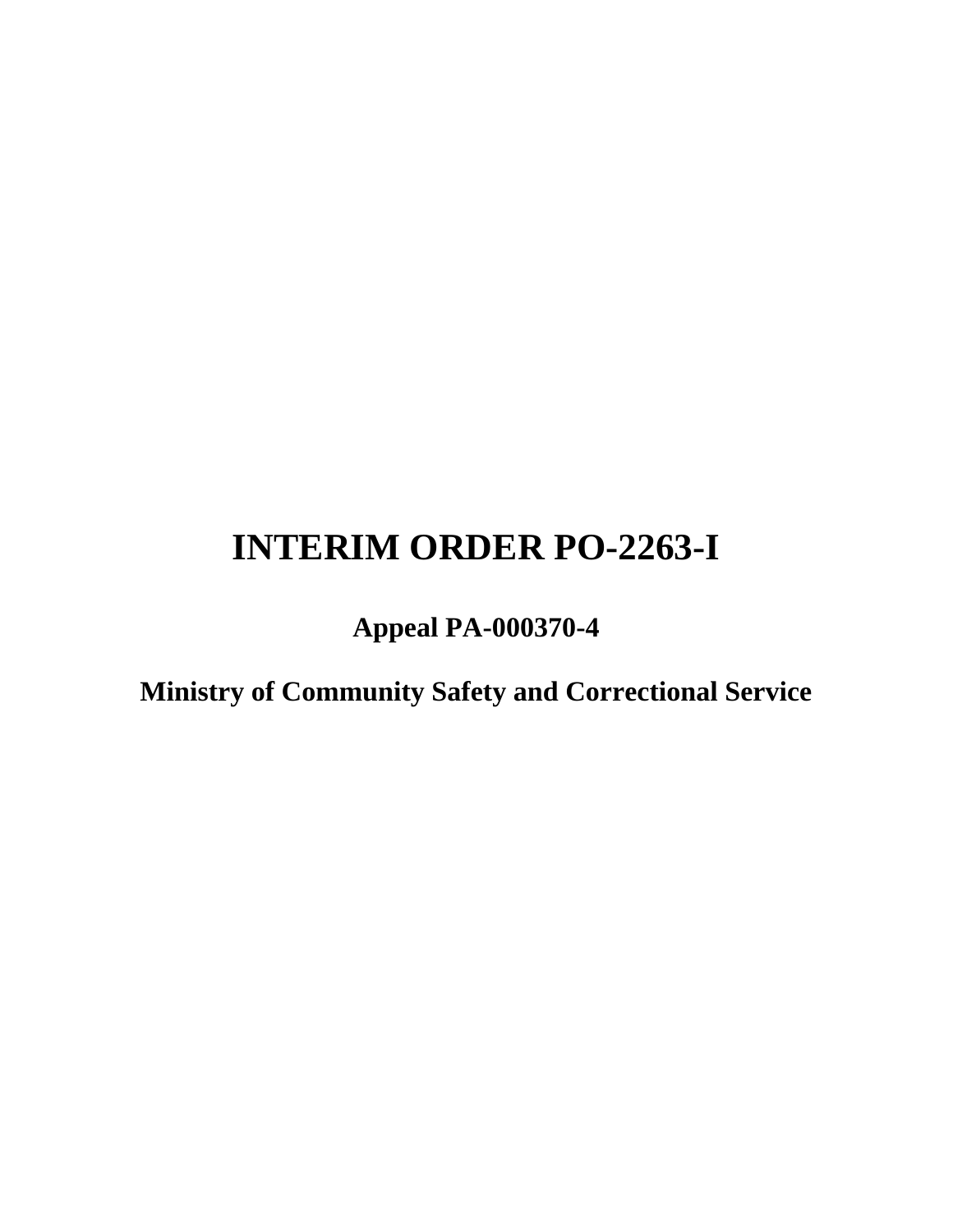# INTERIM ORDER PO-2263-I

**Appeal PA-000370-4**

**Ministry of Community Safety and Correctional Service**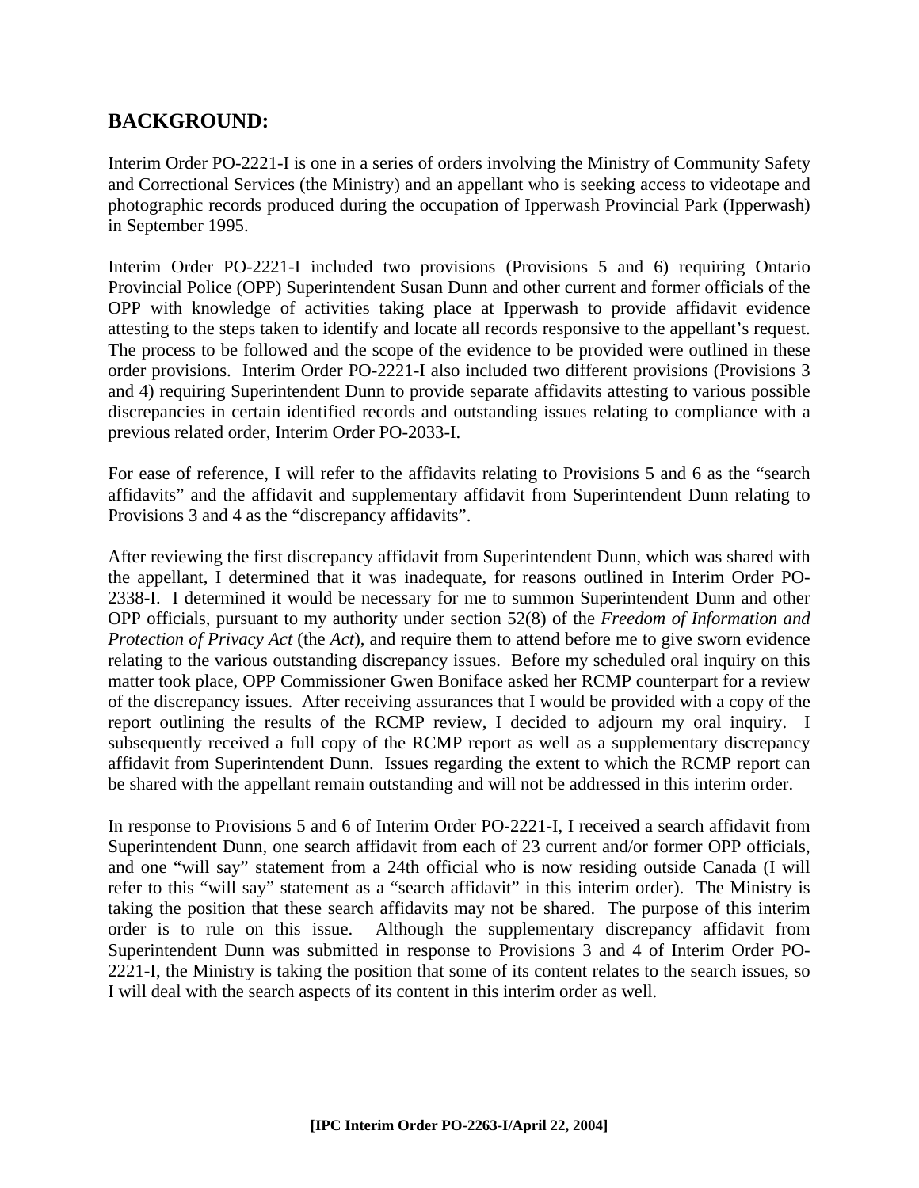## BACKGROUND:

Interim Order PO-2221-I is one in a series of orders involving the Ministry of Community Safety and Correctional Services (the Ministry) and an appellant who is seeking access to videotape and photographic records produced during the occupation of Ipperwash Provincial Park (Ipperwash) in September 1995.

Interim Order PO-2221-I included two provisions (Provisions 5 and 6) requiring Ontario Provincial Police (OPP) Superintendent Susan Dunn and other current and former officials of the OPP with knowledge of activities taking place at Ipperwash to provide affidavit evidence attesting to the steps taken to identify and locate all records responsive to the appellant's request. The process to be followed and the scope of the evidence to be provided were outlined in these order provisions. Interim Order PO-2221-I also included two different provisions (Provisions 3 and 4) requiring Superintendent Dunn to provide separate affidavits attesting to various possible discrepancies in certain identified records and outstanding issues relating to compliance with a previous related order, Interim Order PO-2033-I.

For ease of reference, I will refer to the affidavits relating to Provisions 5 and 6 as the "search affidavits" and the affidavit and supplementary affidavit from Superintendent Dunn relating to Provisions 3 and 4 as the "discrepancy affidavits".

After reviewing the first discrepancy affidavit from Superintendent Dunn, which was shared with the appellant, I determined that it was inadequate, for reasons outlined in Interim Order PO-2338-I. I determined it would be necessary for me to summon Superintendent Dunn and other OPP officials, pursuant to my authority under section 52(8) of the *Freedom of Information and Protection of Privacy Act* (the *Act*), and require them to attend before me to give sworn evidence relating to the various outstanding discrepancy issues. Before my scheduled oral inquiry on this matter took place, OPP Commissioner Gwen Boniface asked her RCMP counterpart for a review of the discrepancy issues. After receiving assurances that I would be provided with a copy of the report outlining the results of the RCMP review, I decided to adjourn my oral inquiry. I subsequently received a full copy of the RCMP report as well as a supplementary discrepancy affidavit from Superintendent Dunn. Issues regarding the extent to which the RCMP report can be shared with the appellant remain outstanding and will not be addressed in this interim order.

In response to Provisions 5 and 6 of Interim Order PO-2221-I, I received a search affidavit from Superintendent Dunn, one search affidavit from each of 23 current and/or former OPP officials, and one "will say" statement from a 24th official who is now residing outside Canada (I will refer to this "will say" statement as a "search affidavit" in this interim order). The Ministry is taking the position that these search affidavits may not be shared. The purpose of this interim order is to rule on this issue. Although the supplementary discrepancy affidavit from Superintendent Dunn was submitted in response to Provisions 3 and 4 of Interim Order PO-2221-I, the Ministry is taking the position that some of its content relates to the search issues, so I will deal with the search aspects of its content in this interim order as well.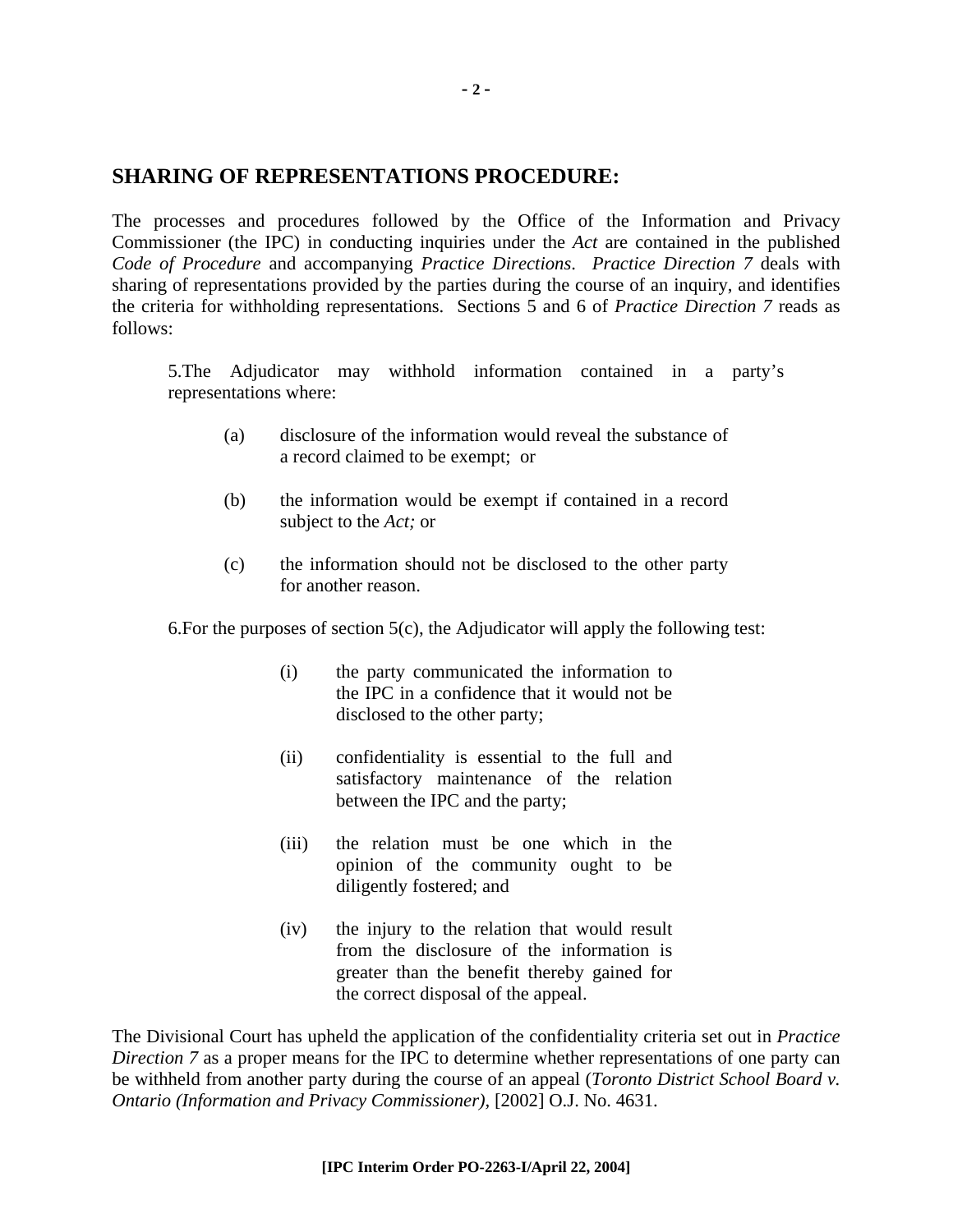## SHARING OF REPRESENTATIONS PROCEDURE:

The processes and procedures followed by the Office of the Information and Privacy Commissioner (the IPC) in conducting inquiries under the *Act* are contained in the published *Code of Procedure* and accompanying *Practice Directions*. *Practice Direction 7* deals with sharing of representations provided by the parties during the course of an inquiry, and identifies the criteria for withholding representations. Sections 5 and 6 of *Practice Direction 7* reads as follows:

> 5.The Adjudicator may withhold information contained in a party's representations where:
>
> (a) disclosure of the information would reveal the substance of a record claimed to be exempt; or
>
> (b) the information would be exempt if contained in a record subject to the *Act;* or
>
> (c) the information should not be disclosed to the other party for another reason.
>
> 6.For the purposes of section 5(c), the Adjudicator will apply the following test:
>
> (i) the party communicated the information to the IPC in a confidence that it would not be disclosed to the other party;
>
> (ii) confidentiality is essential to the full and satisfactory maintenance of the relation between the IPC and the party;
>
> (iii) the relation must be one which in the opinion of the community ought to be diligently fostered; and
>
> (iv) the injury to the relation that would result from the disclosure of the information is greater than the benefit thereby gained for the correct disposal of the appeal.

The Divisional Court has upheld the application of the confidentiality criteria set out in *Practice Direction 7* as a proper means for the IPC to determine whether representations of one party can be withheld from another party during the course of an appeal (*Toronto District School Board v. Ontario (Information and Privacy Commissioner),* [2002] O.J. No. 4631.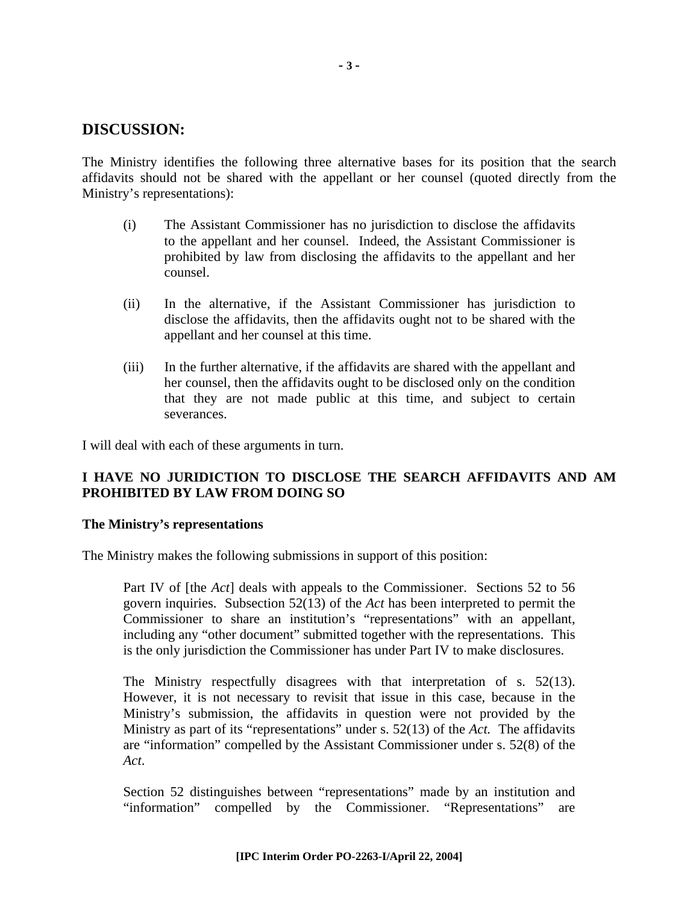## DISCUSSION:

The Ministry identifies the following three alternative bases for its position that the search affidavits should not be shared with the appellant or her counsel (quoted directly from the Ministry's representations):

(i) The Assistant Commissioner has no jurisdiction to disclose the affidavits to the appellant and her counsel. Indeed, the Assistant Commissioner is prohibited by law from disclosing the affidavits to the appellant and her counsel.

(ii) In the alternative, if the Assistant Commissioner has jurisdiction to disclose the affidavits, then the affidavits ought not to be shared with the appellant and her counsel at this time.

(iii) In the further alternative, if the affidavits are shared with the appellant and her counsel, then the affidavits ought to be disclosed only on the condition that they are not made public at this time, and subject to certain severances.

I will deal with each of these arguments in turn.

**I HAVE NO JURIDICTION TO DISCLOSE THE SEARCH AFFIDAVITS AND AM PROHIBITED BY LAW FROM DOING SO**

**The Ministry's representations**

The Ministry makes the following submissions in support of this position:

> Part IV of [the *Act*] deals with appeals to the Commissioner. Sections 52 to 56 govern inquiries. Subsection 52(13) of the *Act* has been interpreted to permit the Commissioner to share an institution's "representations" with an appellant, including any "other document" submitted together with the representations. This is the only jurisdiction the Commissioner has under Part IV to make disclosures.
>
> The Ministry respectfully disagrees with that interpretation of s. 52(13). However, it is not necessary to revisit that issue in this case, because in the Ministry's submission, the affidavits in question were not provided by the Ministry as part of its "representations" under s. 52(13) of the *Act.* The affidavits are "information" compelled by the Assistant Commissioner under s. 52(8) of the *Act*.
>
> Section 52 distinguishes between "representations" made by an institution and "information" compelled by the Commissioner. "Representations" are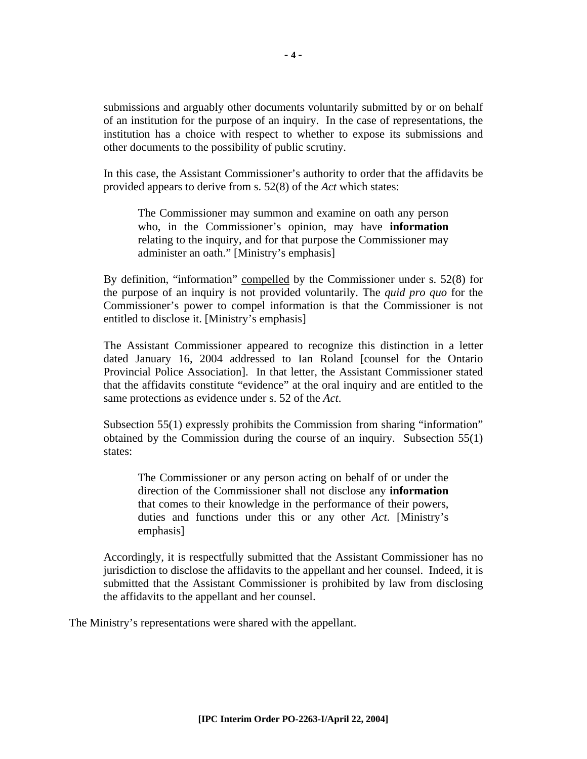submissions and arguably other documents voluntarily submitted by or on behalf of an institution for the purpose of an inquiry. In the case of representations, the institution has a choice with respect to whether to expose its submissions and other documents to the possibility of public scrutiny.

In this case, the Assistant Commissioner's authority to order that the affidavits be provided appears to derive from s. 52(8) of the *Act* which states:

> The Commissioner may summon and examine on oath any person who, in the Commissioner's opinion, may have **information** relating to the inquiry, and for that purpose the Commissioner may administer an oath." [Ministry's emphasis]

By definition, "information" <u>compelled</u> by the Commissioner under s. 52(8) for the purpose of an inquiry is not provided voluntarily. The *quid pro quo* for the Commissioner's power to compel information is that the Commissioner is not entitled to disclose it. [Ministry's emphasis]

The Assistant Commissioner appeared to recognize this distinction in a letter dated January 16, 2004 addressed to Ian Roland [counsel for the Ontario Provincial Police Association]. In that letter, the Assistant Commissioner stated that the affidavits constitute "evidence" at the oral inquiry and are entitled to the same protections as evidence under s. 52 of the *Act*.

Subsection 55(1) expressly prohibits the Commission from sharing "information" obtained by the Commission during the course of an inquiry. Subsection 55(1) states:

> The Commissioner or any person acting on behalf of or under the direction of the Commissioner shall not disclose any **information** that comes to their knowledge in the performance of their powers, duties and functions under this or any other *Act*. [Ministry's emphasis]

Accordingly, it is respectfully submitted that the Assistant Commissioner has no jurisdiction to disclose the affidavits to the appellant and her counsel. Indeed, it is submitted that the Assistant Commissioner is prohibited by law from disclosing the affidavits to the appellant and her counsel.

The Ministry's representations were shared with the appellant.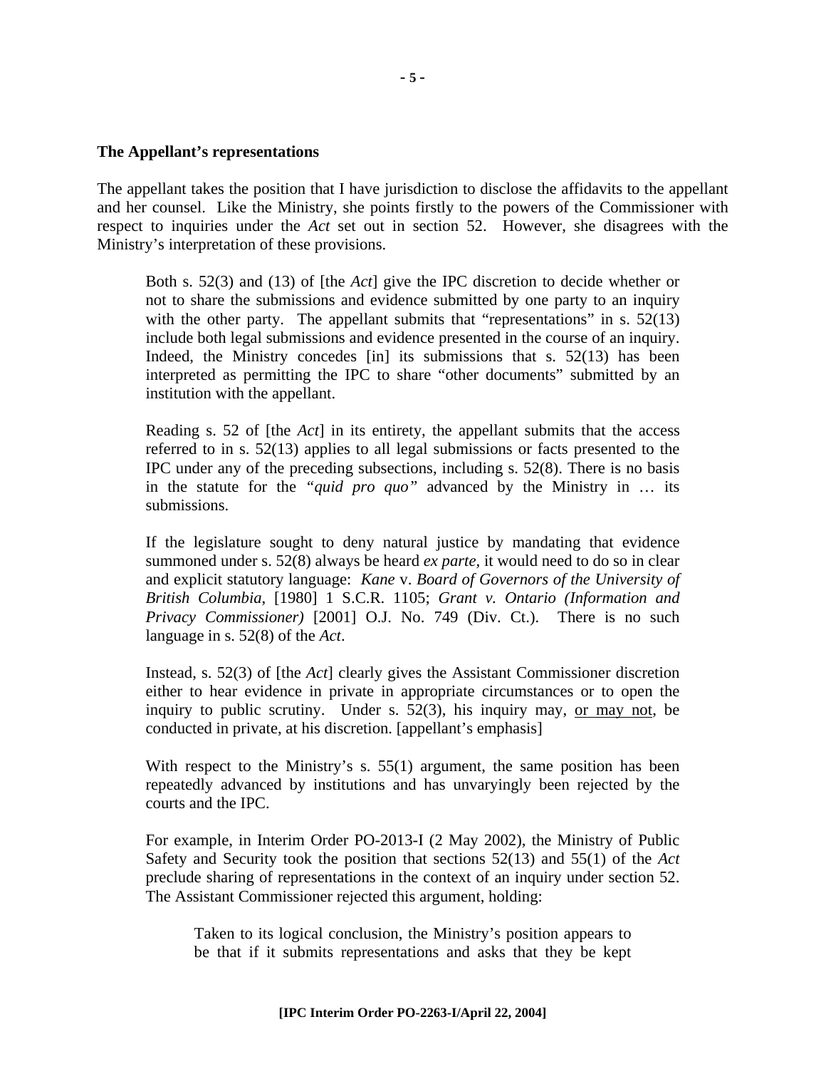**The Appellant's representations**

The appellant takes the position that I have jurisdiction to disclose the affidavits to the appellant and her counsel. Like the Ministry, she points firstly to the powers of the Commissioner with respect to inquiries under the *Act* set out in section 52. However, she disagrees with the Ministry's interpretation of these provisions.

> Both s. 52(3) and (13) of [the *Act*] give the IPC discretion to decide whether or not to share the submissions and evidence submitted by one party to an inquiry with the other party. The appellant submits that "representations" in s. 52(13) include both legal submissions and evidence presented in the course of an inquiry. Indeed, the Ministry concedes [in] its submissions that s. 52(13) has been interpreted as permitting the IPC to share "other documents" submitted by an institution with the appellant.
>
> Reading s. 52 of [the *Act*] in its entirety, the appellant submits that the access referred to in s. 52(13) applies to all legal submissions or facts presented to the IPC under any of the preceding subsections, including s. 52(8). There is no basis in the statute for the "*quid pro quo*" advanced by the Ministry in … its submissions.
>
> If the legislature sought to deny natural justice by mandating that evidence summoned under s. 52(8) always be heard *ex parte*, it would need to do so in clear and explicit statutory language: *Kane* v. *Board of Governors of the University of British Columbia*, [1980] 1 S.C.R. 1105; *Grant v. Ontario (Information and Privacy Commissioner)* [2001] O.J. No. 749 (Div. Ct.). There is no such language in s. 52(8) of the *Act*.
>
> Instead, s. 52(3) of [the *Act*] clearly gives the Assistant Commissioner discretion either to hear evidence in private in appropriate circumstances or to open the inquiry to public scrutiny. Under s. 52(3), his inquiry may, <u>or may not</u>, be conducted in private, at his discretion. [appellant's emphasis]
>
> With respect to the Ministry's s. 55(1) argument, the same position has been repeatedly advanced by institutions and has unvaryingly been rejected by the courts and the IPC.
>
> For example, in Interim Order PO-2013-I (2 May 2002), the Ministry of Public Safety and Security took the position that sections 52(13) and 55(1) of the *Act* preclude sharing of representations in the context of an inquiry under section 52. The Assistant Commissioner rejected this argument, holding:
>
> > Taken to its logical conclusion, the Ministry's position appears to be that if it submits representations and asks that they be kept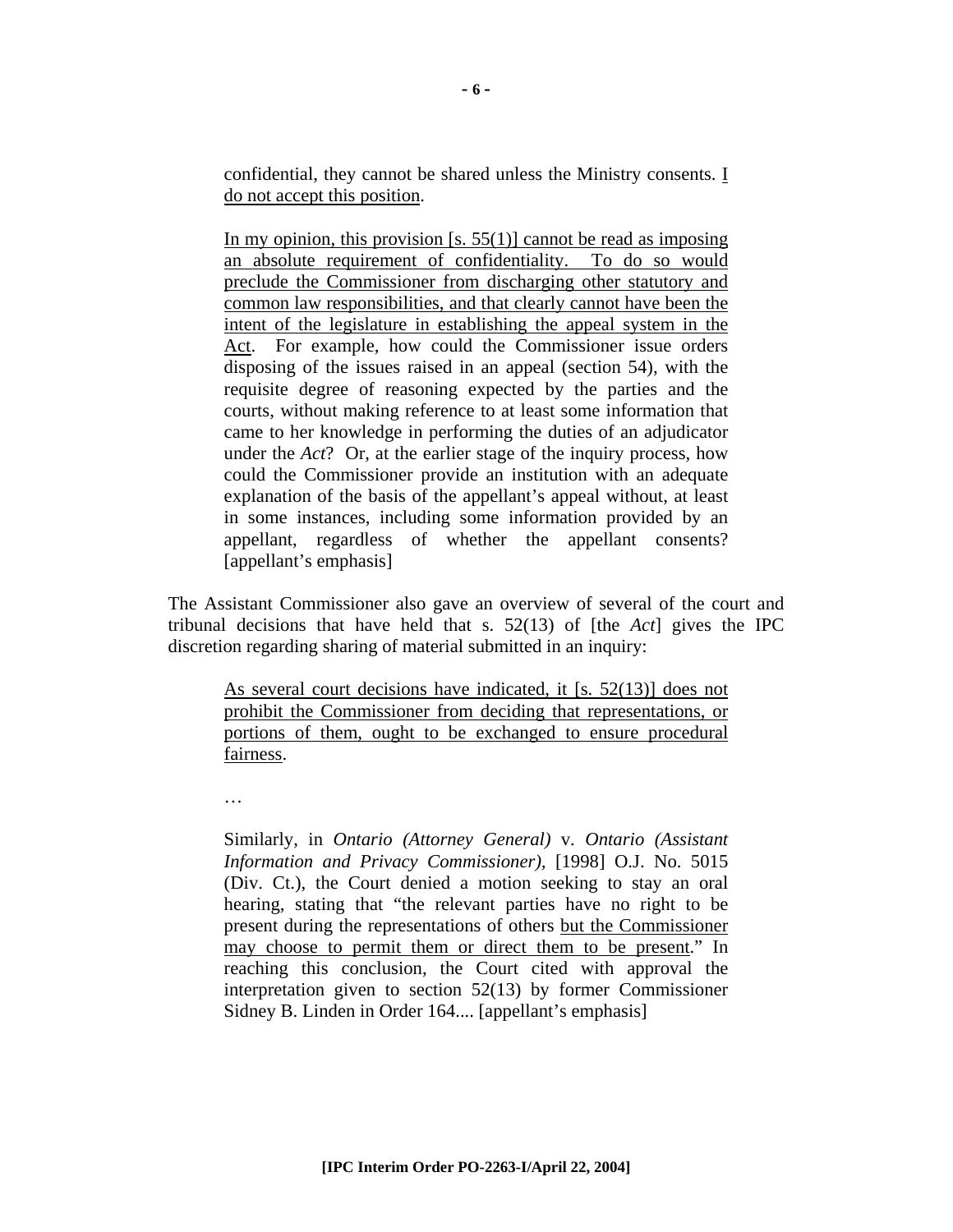> confidential, they cannot be shared unless the Ministry consents. <u>I do not accept this position</u>.
>
> <u>In my opinion, this provision [s. 55(1)] cannot be read as imposing an absolute requirement of confidentiality. To do so would preclude the Commissioner from discharging other statutory and common law responsibilities, and that clearly cannot have been the intent of the legislature in establishing the appeal system in the Act</u>. For example, how could the Commissioner issue orders disposing of the issues raised in an appeal (section 54), with the requisite degree of reasoning expected by the parties and the courts, without making reference to at least some information that came to her knowledge in performing the duties of an adjudicator under the *Act*? Or, at the earlier stage of the inquiry process, how could the Commissioner provide an institution with an adequate explanation of the basis of the appellant's appeal without, at least in some instances, including some information provided by an appellant, regardless of whether the appellant consents? [appellant's emphasis]

The Assistant Commissioner also gave an overview of several of the court and tribunal decisions that have held that s. 52(13) of [the *Act*] gives the IPC discretion regarding sharing of material submitted in an inquiry:

> <u>As several court decisions have indicated, it [s. 52(13)] does not prohibit the Commissioner from deciding that representations, or portions of them, ought to be exchanged to ensure procedural fairness</u>.
>
> …
>
> Similarly, in *Ontario (Attorney General)* v. *Ontario (Assistant Information and Privacy Commissioner)*, [1998] O.J. No. 5015 (Div. Ct.), the Court denied a motion seeking to stay an oral hearing, stating that "the relevant parties have no right to be present during the representations of others <u>but the Commissioner may choose to permit them or direct them to be present</u>." In reaching this conclusion, the Court cited with approval the interpretation given to section 52(13) by former Commissioner Sidney B. Linden in Order 164.... [appellant's emphasis]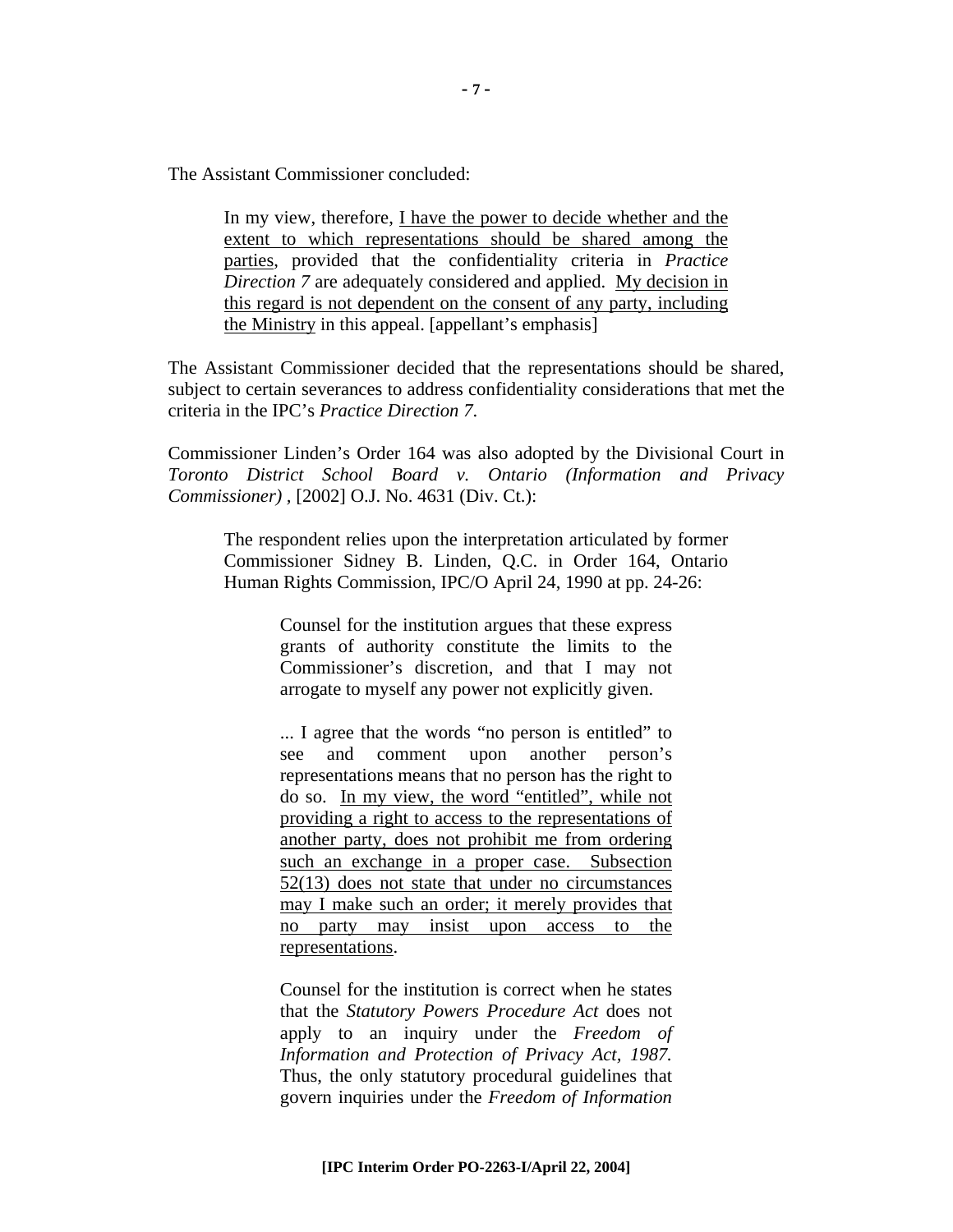The Assistant Commissioner concluded:

> In my view, therefore, <u>I have the power to decide whether and the extent to which representations should be shared among the parties</u>, provided that the confidentiality criteria in *Practice Direction 7* are adequately considered and applied. <u>My decision in this regard is not dependent on the consent of any party, including the Ministry</u> in this appeal. [appellant's emphasis]

The Assistant Commissioner decided that the representations should be shared, subject to certain severances to address confidentiality considerations that met the criteria in the IPC's *Practice Direction 7*.

Commissioner Linden's Order 164 was also adopted by the Divisional Court in *Toronto District School Board v. Ontario (Information and Privacy Commissioner)* , [2002] O.J. No. 4631 (Div. Ct.):

> The respondent relies upon the interpretation articulated by former Commissioner Sidney B. Linden, Q.C. in Order 164, Ontario Human Rights Commission, IPC/O April 24, 1990 at pp. 24-26:
>
> > Counsel for the institution argues that these express grants of authority constitute the limits to the Commissioner's discretion, and that I may not arrogate to myself any power not explicitly given.
> >
> > ... I agree that the words "no person is entitled" to see and comment upon another person's representations means that no person has the right to do so. <u>In my view, the word "entitled", while not providing a right to access to the representations of another party, does not prohibit me from ordering such an exchange in a proper case. Subsection 52(13) does not state that under no circumstances may I make such an order; it merely provides that no party may insist upon access to the representations</u>.
> >
> > Counsel for the institution is correct when he states that the *Statutory Powers Procedure Act* does not apply to an inquiry under the *Freedom of Information and Protection of Privacy Act, 1987.* Thus, the only statutory procedural guidelines that govern inquiries under the *Freedom of Information*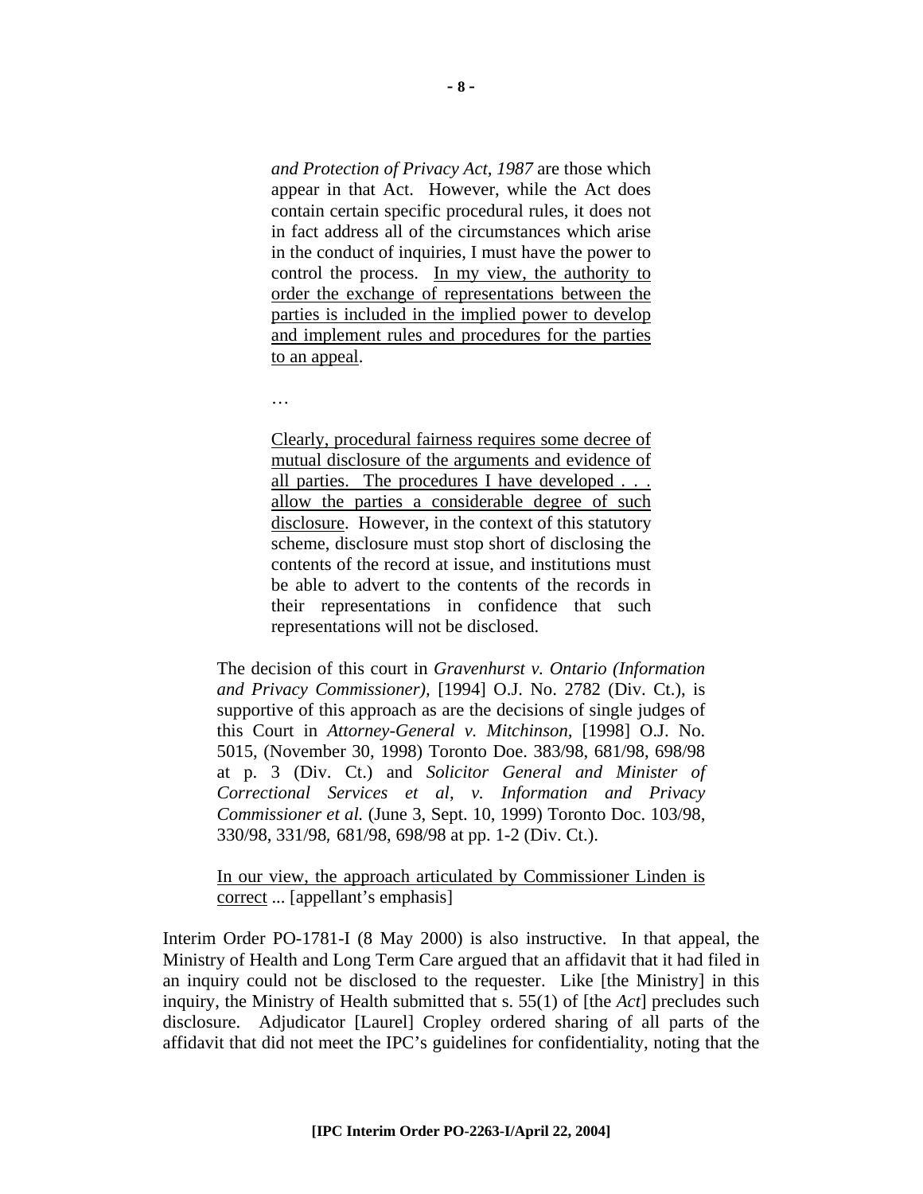> > *and Protection of Privacy Act, 1987* are those which appear in that Act. However, while the Act does contain certain specific procedural rules, it does not in fact address all of the circumstances which arise in the conduct of inquiries, I must have the power to control the process. <u>In my view, the authority to order the exchange of representations between the parties is included in the implied power to develop and implement rules and procedures for the parties to an appeal</u>.
> >
> > …
> >
> > <u>Clearly, procedural fairness requires some decree of mutual disclosure of the arguments and evidence of all parties. The procedures I have developed . . . allow the parties a considerable degree of such disclosure</u>. However, in the context of this statutory scheme, disclosure must stop short of disclosing the contents of the record at issue, and institutions must be able to advert to the contents of the records in their representations in confidence that such representations will not be disclosed.
>
> The decision of this court in *Gravenhurst v. Ontario (Information and Privacy Commissioner),* [1994] O.J. No. 2782 (Div. Ct.), is supportive of this approach as are the decisions of single judges of this Court in *Attorney-General v. Mitchinson*, [1998] O.J. No. 5015, (November 30, 1998) Toronto Doe. 383/98, 681/98, 698/98 at p. 3 (Div. Ct.) and *Solicitor General and Minister of Correctional Services et al, v. Information and Privacy Commissioner et al.* (June 3, Sept. 10, 1999) Toronto Doc. 103/98, 330/98, 331/98*,* 681/98, 698/98 at pp. 1-2 (Div. Ct.).
>
> <u>In our view, the approach articulated by Commissioner Linden is correct</u> ... [appellant's emphasis]

Interim Order PO-1781-I (8 May 2000) is also instructive. In that appeal, the Ministry of Health and Long Term Care argued that an affidavit that it had filed in an inquiry could not be disclosed to the requester. Like [the Ministry] in this inquiry, the Ministry of Health submitted that s. 55(1) of [the *Act*] precludes such disclosure. Adjudicator [Laurel] Cropley ordered sharing of all parts of the affidavit that did not meet the IPC's guidelines for confidentiality, noting that the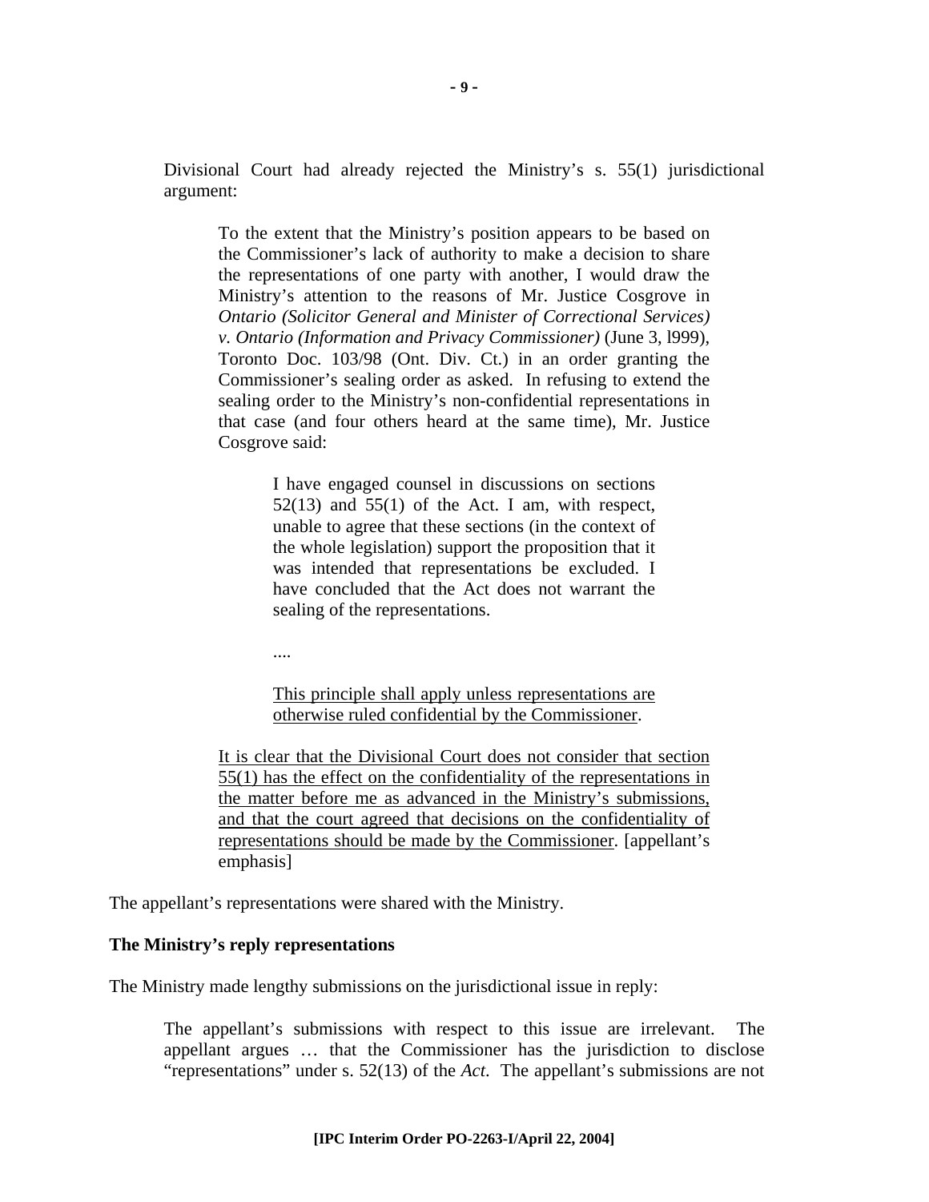Divisional Court had already rejected the Ministry's s. 55(1) jurisdictional argument:

> To the extent that the Ministry's position appears to be based on the Commissioner's lack of authority to make a decision to share the representations of one party with another, I would draw the Ministry's attention to the reasons of Mr. Justice Cosgrove in *Ontario (Solicitor General and Minister of Correctional Services) v. Ontario (Information and Privacy Commissioner)* (June 3, l999), Toronto Doc. 103/98 (Ont. Div. Ct.) in an order granting the Commissioner's sealing order as asked. In refusing to extend the sealing order to the Ministry's non-confidential representations in that case (and four others heard at the same time), Mr. Justice Cosgrove said:
>
>> I have engaged counsel in discussions on sections 52(13) and 55(1) of the Act. I am, with respect, unable to agree that these sections (in the context of the whole legislation) support the proposition that it was intended that representations be excluded. I have concluded that the Act does not warrant the sealing of the representations.
>>
>> ....
>>
>> <u>This principle shall apply unless representations are otherwise ruled confidential by the Commissioner</u>.
>
> <u>It is clear that the Divisional Court does not consider that section 55(1) has the effect on the confidentiality of the representations in the matter before me as advanced in the Ministry's submissions, and that the court agreed that decisions on the confidentiality of representations should be made by the Commissioner</u>. [appellant's emphasis]

The appellant's representations were shared with the Ministry.

**The Ministry's reply representations**

The Ministry made lengthy submissions on the jurisdictional issue in reply:

> The appellant's submissions with respect to this issue are irrelevant. The appellant argues … that the Commissioner has the jurisdiction to disclose "representations" under s. 52(13) of the *Act*. The appellant's submissions are not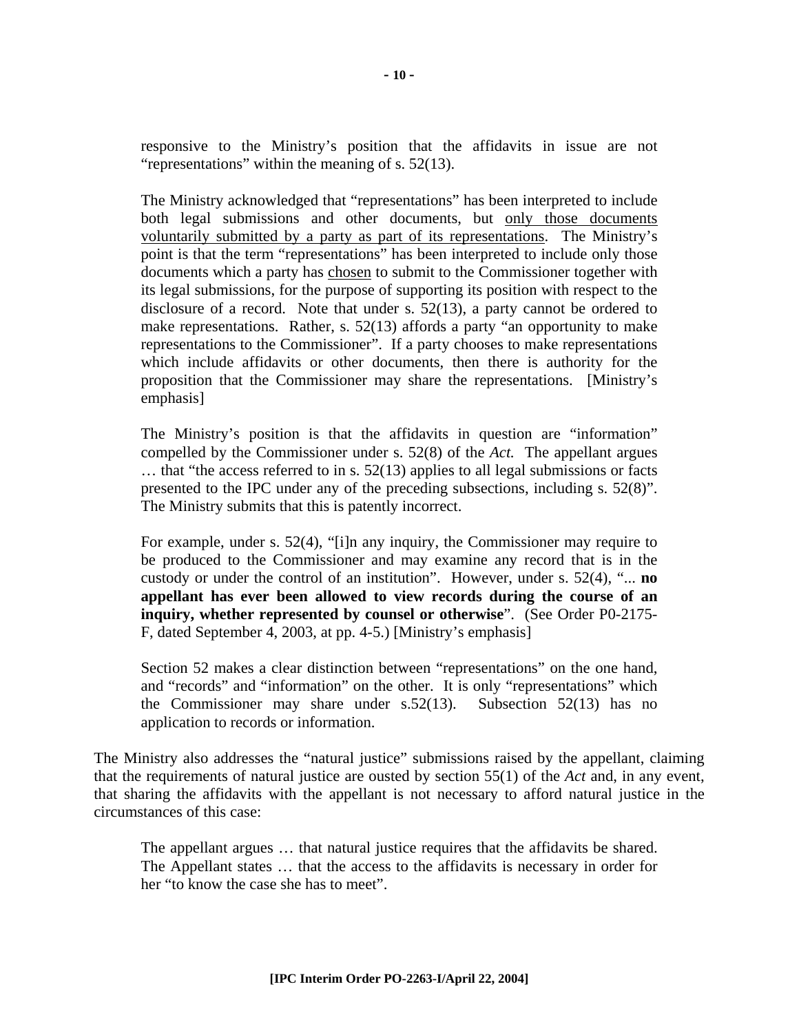responsive to the Ministry's position that the affidavits in issue are not "representations" within the meaning of s. 52(13).

> The Ministry acknowledged that "representations" has been interpreted to include both legal submissions and other documents, but <u>only those documents voluntarily submitted by a party as part of its representations</u>. The Ministry's point is that the term "representations" has been interpreted to include only those documents which a party has <u>chosen</u> to submit to the Commissioner together with its legal submissions, for the purpose of supporting its position with respect to the disclosure of a record. Note that under s. 52(13), a party cannot be ordered to make representations. Rather, s. 52(13) affords a party "an opportunity to make representations to the Commissioner". If a party chooses to make representations which include affidavits or other documents, then there is authority for the proposition that the Commissioner may share the representations. [Ministry's emphasis]
>
> The Ministry's position is that the affidavits in question are "information" compelled by the Commissioner under s. 52(8) of the *Act.* The appellant argues … that "the access referred to in s. 52(13) applies to all legal submissions or facts presented to the IPC under any of the preceding subsections, including s. 52(8)". The Ministry submits that this is patently incorrect.
>
> For example, under s. 52(4), "[i]n any inquiry, the Commissioner may require to be produced to the Commissioner and may examine any record that is in the custody or under the control of an institution". However, under s. 52(4), "... **no appellant has ever been allowed to view records during the course of an inquiry, whether represented by counsel or otherwise**". (See Order P0-2175-F, dated September 4, 2003, at pp. 4-5.) [Ministry's emphasis]
>
> Section 52 makes a clear distinction between "representations" on the one hand, and "records" and "information" on the other. It is only "representations" which the Commissioner may share under s.52(13). Subsection 52(13) has no application to records or information.

The Ministry also addresses the "natural justice" submissions raised by the appellant, claiming that the requirements of natural justice are ousted by section 55(1) of the *Act* and, in any event, that sharing the affidavits with the appellant is not necessary to afford natural justice in the circumstances of this case:

> The appellant argues … that natural justice requires that the affidavits be shared. The Appellant states … that the access to the affidavits is necessary in order for her "to know the case she has to meet".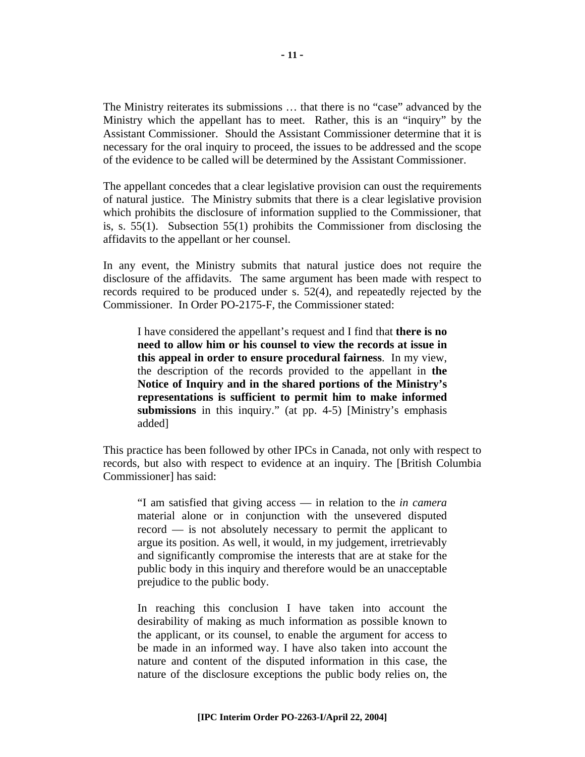The Ministry reiterates its submissions … that there is no "case" advanced by the Ministry which the appellant has to meet. Rather, this is an "inquiry" by the Assistant Commissioner. Should the Assistant Commissioner determine that it is necessary for the oral inquiry to proceed, the issues to be addressed and the scope of the evidence to be called will be determined by the Assistant Commissioner.

The appellant concedes that a clear legislative provision can oust the requirements of natural justice. The Ministry submits that there is a clear legislative provision which prohibits the disclosure of information supplied to the Commissioner, that is, s. 55(1). Subsection 55(1) prohibits the Commissioner from disclosing the affidavits to the appellant or her counsel.

In any event, the Ministry submits that natural justice does not require the disclosure of the affidavits. The same argument has been made with respect to records required to be produced under s. 52(4), and repeatedly rejected by the Commissioner. In Order PO-2175-F, the Commissioner stated:

> I have considered the appellant's request and I find that **there is no need to allow him or his counsel to view the records at issue in this appeal in order to ensure procedural fairness**. In my view, the description of the records provided to the appellant in **the Notice of Inquiry and in the shared portions of the Ministry's representations is sufficient to permit him to make informed submissions** in this inquiry." (at pp. 4-5) [Ministry's emphasis added]

This practice has been followed by other IPCs in Canada, not only with respect to records, but also with respect to evidence at an inquiry. The [British Columbia Commissioner] has said:

> "I am satisfied that giving access — in relation to the *in camera* material alone or in conjunction with the unsevered disputed record — is not absolutely necessary to permit the applicant to argue its position. As well, it would, in my judgement, irretrievably and significantly compromise the interests that are at stake for the public body in this inquiry and therefore would be an unacceptable prejudice to the public body.
>
> In reaching this conclusion I have taken into account the desirability of making as much information as possible known to the applicant, or its counsel, to enable the argument for access to be made in an informed way. I have also taken into account the nature and content of the disputed information in this case, the nature of the disclosure exceptions the public body relies on, the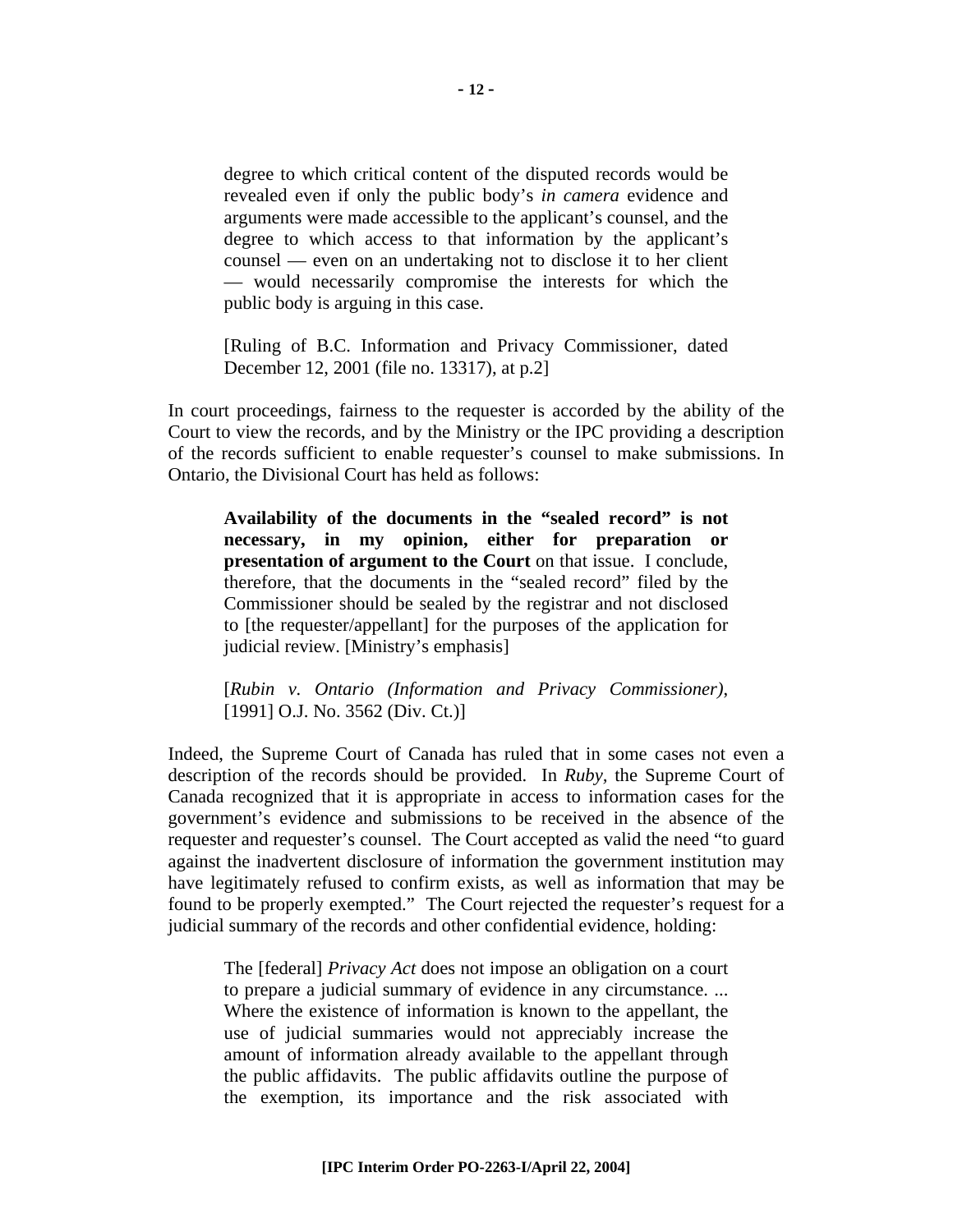> degree to which critical content of the disputed records would be revealed even if only the public body's *in camera* evidence and arguments were made accessible to the applicant's counsel, and the degree to which access to that information by the applicant's counsel — even on an undertaking not to disclose it to her client — would necessarily compromise the interests for which the public body is arguing in this case.
>
> [Ruling of B.C. Information and Privacy Commissioner, dated December 12, 2001 (file no. 13317), at p.2]

In court proceedings, fairness to the requester is accorded by the ability of the Court to view the records, and by the Ministry or the IPC providing a description of the records sufficient to enable requester's counsel to make submissions. In Ontario, the Divisional Court has held as follows:

> **Availability of the documents in the "sealed record" is not necessary, in my opinion, either for preparation or presentation of argument to the Court** on that issue. I conclude, therefore, that the documents in the "sealed record" filed by the Commissioner should be sealed by the registrar and not disclosed to [the requester/appellant] for the purposes of the application for judicial review. [Ministry's emphasis]
>
> [*Rubin v. Ontario (Information and Privacy Commissioner)*, [1991] O.J. No. 3562 (Div. Ct.)]

Indeed, the Supreme Court of Canada has ruled that in some cases not even a description of the records should be provided. In *Ruby,* the Supreme Court of Canada recognized that it is appropriate in access to information cases for the government's evidence and submissions to be received in the absence of the requester and requester's counsel. The Court accepted as valid the need "to guard against the inadvertent disclosure of information the government institution may have legitimately refused to confirm exists, as well as information that may be found to be properly exempted." The Court rejected the requester's request for a judicial summary of the records and other confidential evidence, holding:

> The [federal] *Privacy Act* does not impose an obligation on a court to prepare a judicial summary of evidence in any circumstance. ... Where the existence of information is known to the appellant, the use of judicial summaries would not appreciably increase the amount of information already available to the appellant through the public affidavits. The public affidavits outline the purpose of the exemption, its importance and the risk associated with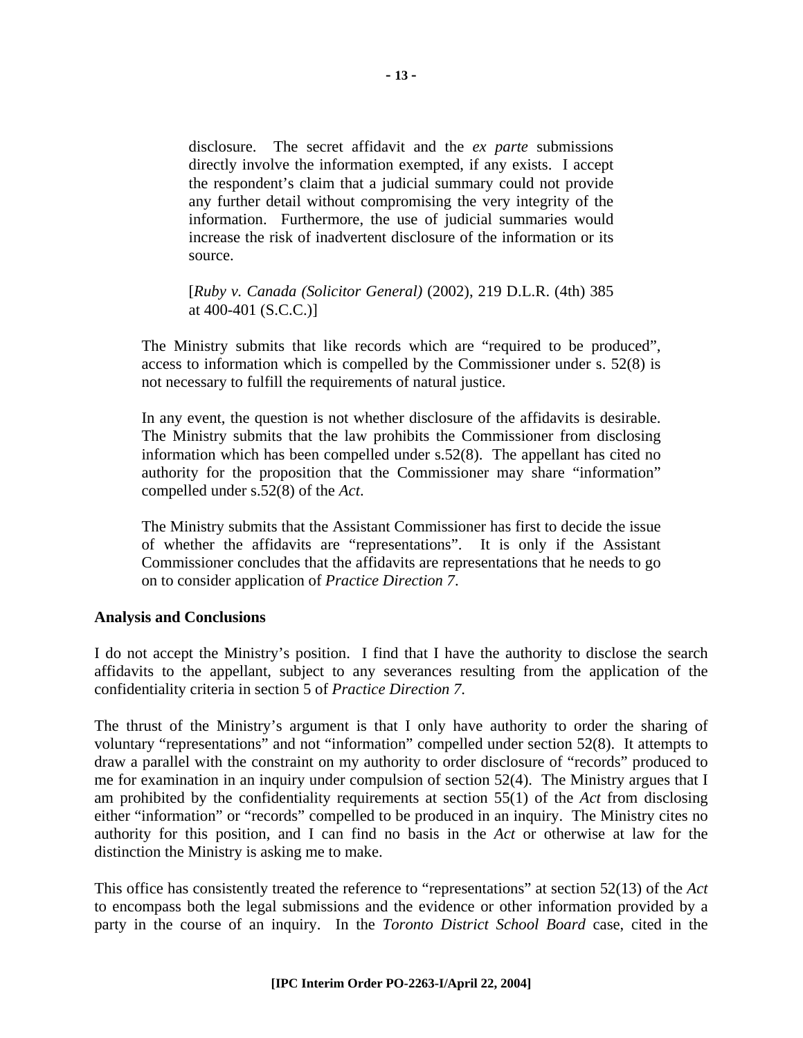> disclosure. The secret affidavit and the *ex parte* submissions directly involve the information exempted, if any exists. I accept the respondent's claim that a judicial summary could not provide any further detail without compromising the very integrity of the information. Furthermore, the use of judicial summaries would increase the risk of inadvertent disclosure of the information or its source.
>
> [*Ruby v. Canada (Solicitor General)* (2002), 219 D.L.R. (4th) 385 at 400-401 (S.C.C.)]

The Ministry submits that like records which are "required to be produced", access to information which is compelled by the Commissioner under s. 52(8) is not necessary to fulfill the requirements of natural justice.

In any event, the question is not whether disclosure of the affidavits is desirable. The Ministry submits that the law prohibits the Commissioner from disclosing information which has been compelled under s.52(8). The appellant has cited no authority for the proposition that the Commissioner may share "information" compelled under s.52(8) of the *Act*.

The Ministry submits that the Assistant Commissioner has first to decide the issue of whether the affidavits are "representations". It is only if the Assistant Commissioner concludes that the affidavits are representations that he needs to go on to consider application of *Practice Direction 7*.

**Analysis and Conclusions**

I do not accept the Ministry's position. I find that I have the authority to disclose the search affidavits to the appellant, subject to any severances resulting from the application of the confidentiality criteria in section 5 of *Practice Direction 7*.

The thrust of the Ministry's argument is that I only have authority to order the sharing of voluntary "representations" and not "information" compelled under section 52(8). It attempts to draw a parallel with the constraint on my authority to order disclosure of "records" produced to me for examination in an inquiry under compulsion of section 52(4). The Ministry argues that I am prohibited by the confidentiality requirements at section 55(1) of the *Act* from disclosing either "information" or "records" compelled to be produced in an inquiry. The Ministry cites no authority for this position, and I can find no basis in the *Act* or otherwise at law for the distinction the Ministry is asking me to make.

This office has consistently treated the reference to "representations" at section 52(13) of the *Act* to encompass both the legal submissions and the evidence or other information provided by a party in the course of an inquiry. In the *Toronto District School Board* case, cited in the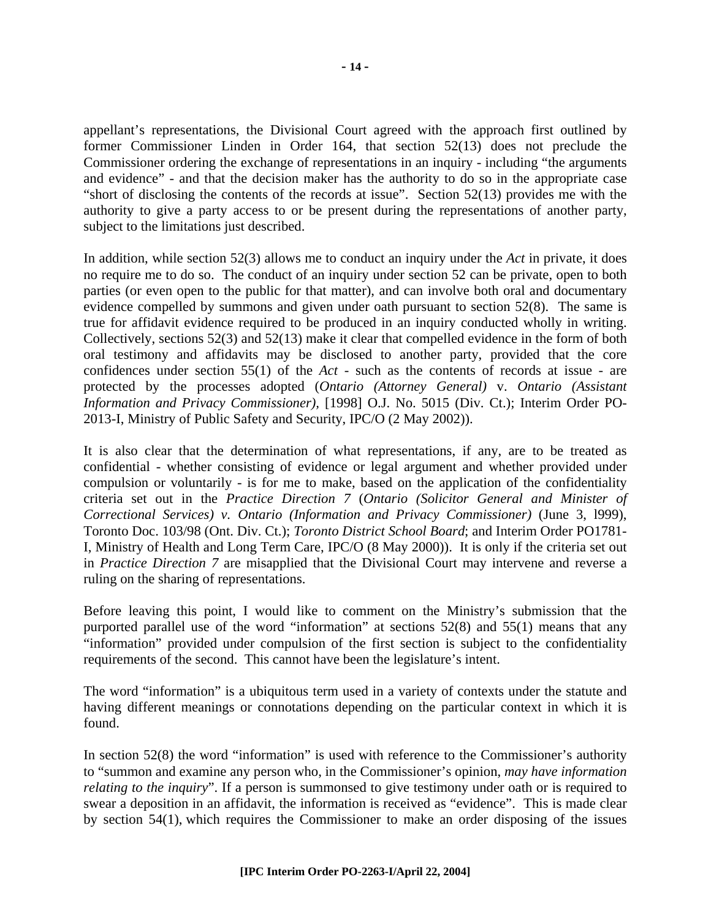appellant's representations, the Divisional Court agreed with the approach first outlined by former Commissioner Linden in Order 164, that section 52(13) does not preclude the Commissioner ordering the exchange of representations in an inquiry - including "the arguments and evidence" - and that the decision maker has the authority to do so in the appropriate case "short of disclosing the contents of the records at issue". Section 52(13) provides me with the authority to give a party access to or be present during the representations of another party, subject to the limitations just described.

In addition, while section 52(3) allows me to conduct an inquiry under the *Act* in private, it does no require me to do so. The conduct of an inquiry under section 52 can be private, open to both parties (or even open to the public for that matter), and can involve both oral and documentary evidence compelled by summons and given under oath pursuant to section 52(8). The same is true for affidavit evidence required to be produced in an inquiry conducted wholly in writing. Collectively, sections 52(3) and 52(13) make it clear that compelled evidence in the form of both oral testimony and affidavits may be disclosed to another party, provided that the core confidences under section 55(1) of the *Act* - such as the contents of records at issue - are protected by the processes adopted (*Ontario (Attorney General)* v. *Ontario (Assistant Information and Privacy Commissioner),* [1998] O.J. No. 5015 (Div. Ct.); Interim Order PO-2013-I, Ministry of Public Safety and Security, IPC/O (2 May 2002)).

It is also clear that the determination of what representations, if any, are to be treated as confidential - whether consisting of evidence or legal argument and whether provided under compulsion or voluntarily - is for me to make, based on the application of the confidentiality criteria set out in the *Practice Direction 7* (*Ontario (Solicitor General and Minister of Correctional Services) v. Ontario (Information and Privacy Commissioner)* (June 3, l999), Toronto Doc. 103/98 (Ont. Div. Ct.); *Toronto District School Board*; and Interim Order PO1781-I, Ministry of Health and Long Term Care, IPC/O (8 May 2000)). It is only if the criteria set out in *Practice Direction 7* are misapplied that the Divisional Court may intervene and reverse a ruling on the sharing of representations.

Before leaving this point, I would like to comment on the Ministry's submission that the purported parallel use of the word "information" at sections 52(8) and 55(1) means that any "information" provided under compulsion of the first section is subject to the confidentiality requirements of the second. This cannot have been the legislature's intent.

The word "information" is a ubiquitous term used in a variety of contexts under the statute and having different meanings or connotations depending on the particular context in which it is found.

In section 52(8) the word "information" is used with reference to the Commissioner's authority to "summon and examine any person who, in the Commissioner's opinion, *may have information relating to the inquiry*". If a person is summonsed to give testimony under oath or is required to swear a deposition in an affidavit, the information is received as "evidence". This is made clear by section 54(1), which requires the Commissioner to make an order disposing of the issues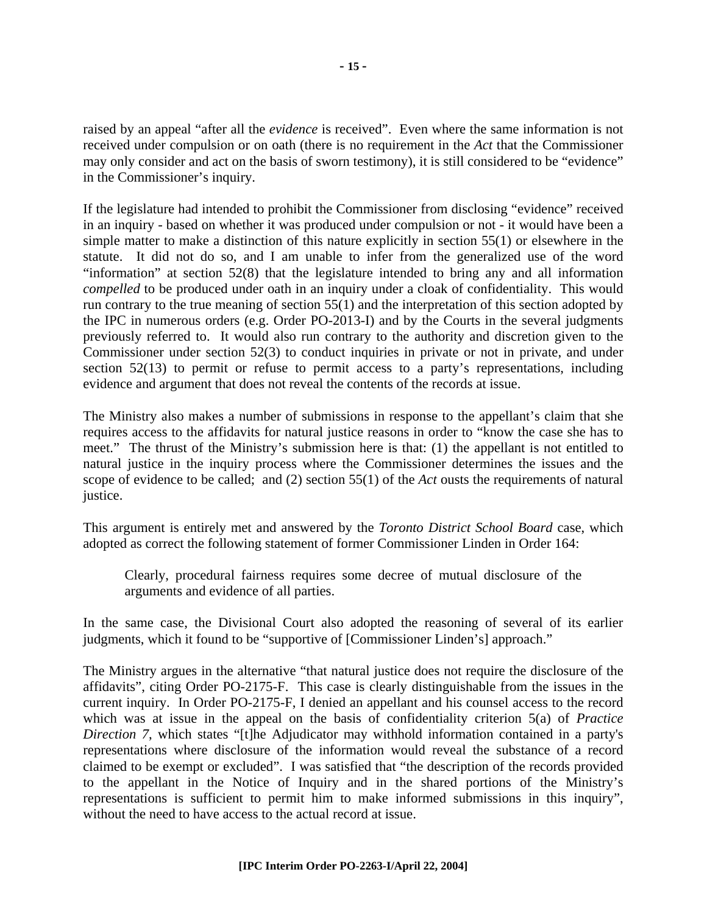raised by an appeal "after all the *evidence* is received". Even where the same information is not received under compulsion or on oath (there is no requirement in the *Act* that the Commissioner may only consider and act on the basis of sworn testimony), it is still considered to be "evidence" in the Commissioner's inquiry.

If the legislature had intended to prohibit the Commissioner from disclosing "evidence" received in an inquiry - based on whether it was produced under compulsion or not - it would have been a simple matter to make a distinction of this nature explicitly in section 55(1) or elsewhere in the statute. It did not do so, and I am unable to infer from the generalized use of the word "information" at section 52(8) that the legislature intended to bring any and all information *compelled* to be produced under oath in an inquiry under a cloak of confidentiality. This would run contrary to the true meaning of section 55(1) and the interpretation of this section adopted by the IPC in numerous orders (e.g. Order PO-2013-I) and by the Courts in the several judgments previously referred to. It would also run contrary to the authority and discretion given to the Commissioner under section 52(3) to conduct inquiries in private or not in private, and under section 52(13) to permit or refuse to permit access to a party's representations, including evidence and argument that does not reveal the contents of the records at issue.

The Ministry also makes a number of submissions in response to the appellant's claim that she requires access to the affidavits for natural justice reasons in order to "know the case she has to meet." The thrust of the Ministry's submission here is that: (1) the appellant is not entitled to natural justice in the inquiry process where the Commissioner determines the issues and the scope of evidence to be called; and (2) section 55(1) of the *Act* ousts the requirements of natural justice.

This argument is entirely met and answered by the *Toronto District School Board* case, which adopted as correct the following statement of former Commissioner Linden in Order 164:

> Clearly, procedural fairness requires some decree of mutual disclosure of the arguments and evidence of all parties.

In the same case, the Divisional Court also adopted the reasoning of several of its earlier judgments, which it found to be "supportive of [Commissioner Linden's] approach."

The Ministry argues in the alternative "that natural justice does not require the disclosure of the affidavits", citing Order PO-2175-F. This case is clearly distinguishable from the issues in the current inquiry. In Order PO-2175-F, I denied an appellant and his counsel access to the record which was at issue in the appeal on the basis of confidentiality criterion 5(a) of *Practice Direction 7*, which states "[t]he Adjudicator may withhold information contained in a party's representations where disclosure of the information would reveal the substance of a record claimed to be exempt or excluded". I was satisfied that "the description of the records provided to the appellant in the Notice of Inquiry and in the shared portions of the Ministry's representations is sufficient to permit him to make informed submissions in this inquiry", without the need to have access to the actual record at issue.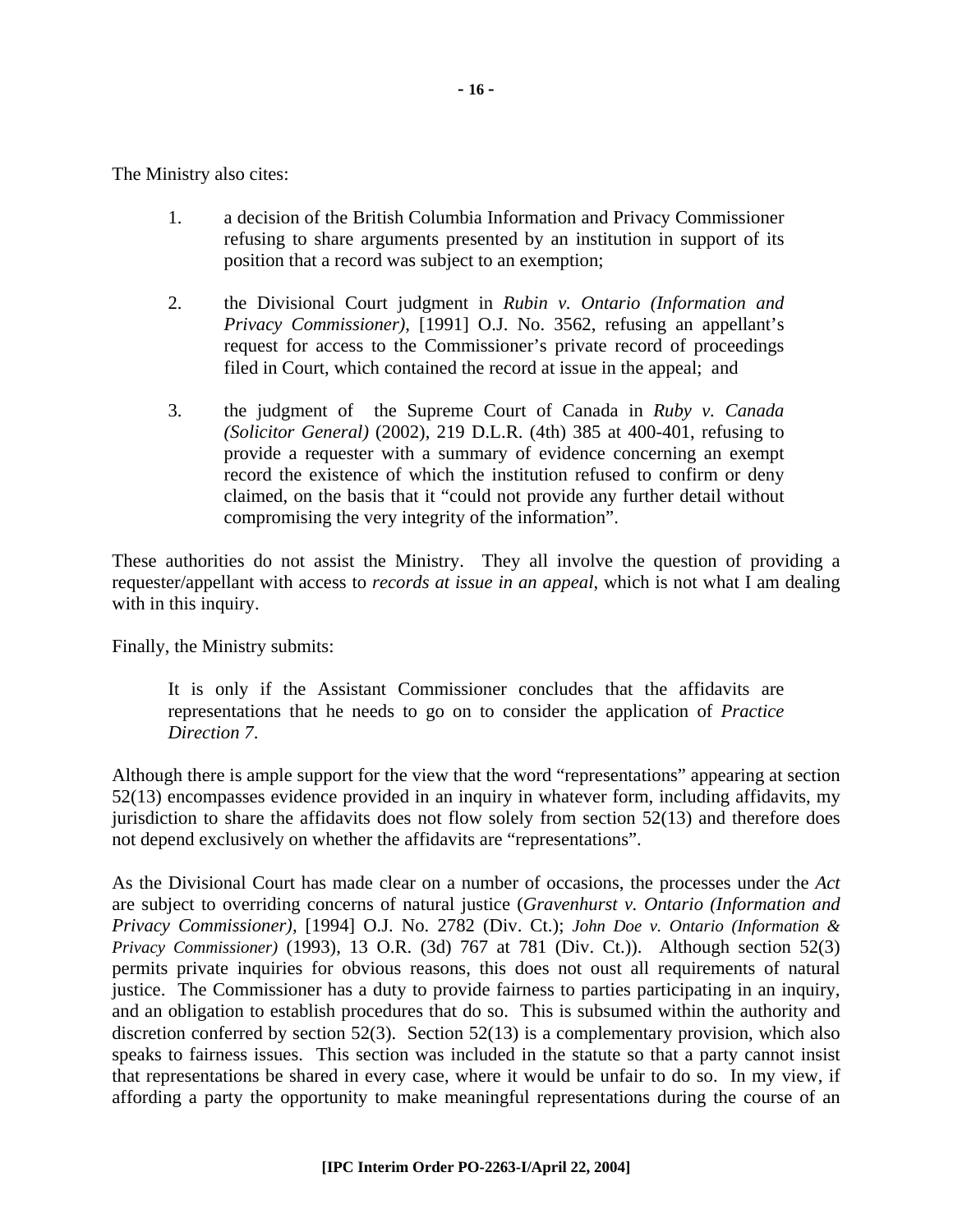The Ministry also cites:

1. a decision of the British Columbia Information and Privacy Commissioner refusing to share arguments presented by an institution in support of its position that a record was subject to an exemption;

2. the Divisional Court judgment in *Rubin v. Ontario (Information and Privacy Commissioner)*, [1991] O.J. No. 3562, refusing an appellant's request for access to the Commissioner's private record of proceedings filed in Court, which contained the record at issue in the appeal; and

3. the judgment of the Supreme Court of Canada in *Ruby v. Canada (Solicitor General)* (2002), 219 D.L.R. (4th) 385 at 400-401, refusing to provide a requester with a summary of evidence concerning an exempt record the existence of which the institution refused to confirm or deny claimed, on the basis that it "could not provide any further detail without compromising the very integrity of the information".

These authorities do not assist the Ministry. They all involve the question of providing a requester/appellant with access to *records at issue in an appeal*, which is not what I am dealing with in this inquiry.

Finally, the Ministry submits:

> It is only if the Assistant Commissioner concludes that the affidavits are representations that he needs to go on to consider the application of *Practice Direction 7*.

Although there is ample support for the view that the word "representations" appearing at section 52(13) encompasses evidence provided in an inquiry in whatever form, including affidavits, my jurisdiction to share the affidavits does not flow solely from section 52(13) and therefore does not depend exclusively on whether the affidavits are "representations".

As the Divisional Court has made clear on a number of occasions, the processes under the *Act* are subject to overriding concerns of natural justice (*Gravenhurst v. Ontario (Information and Privacy Commissioner)*, [1994] O.J. No. 2782 (Div. Ct.); *John Doe v. Ontario (Information & Privacy Commissioner)* (1993), 13 O.R. (3d) 767 at 781 (Div. Ct.)). Although section 52(3) permits private inquiries for obvious reasons, this does not oust all requirements of natural justice. The Commissioner has a duty to provide fairness to parties participating in an inquiry, and an obligation to establish procedures that do so. This is subsumed within the authority and discretion conferred by section 52(3). Section 52(13) is a complementary provision, which also speaks to fairness issues. This section was included in the statute so that a party cannot insist that representations be shared in every case, where it would be unfair to do so. In my view, if affording a party the opportunity to make meaningful representations during the course of an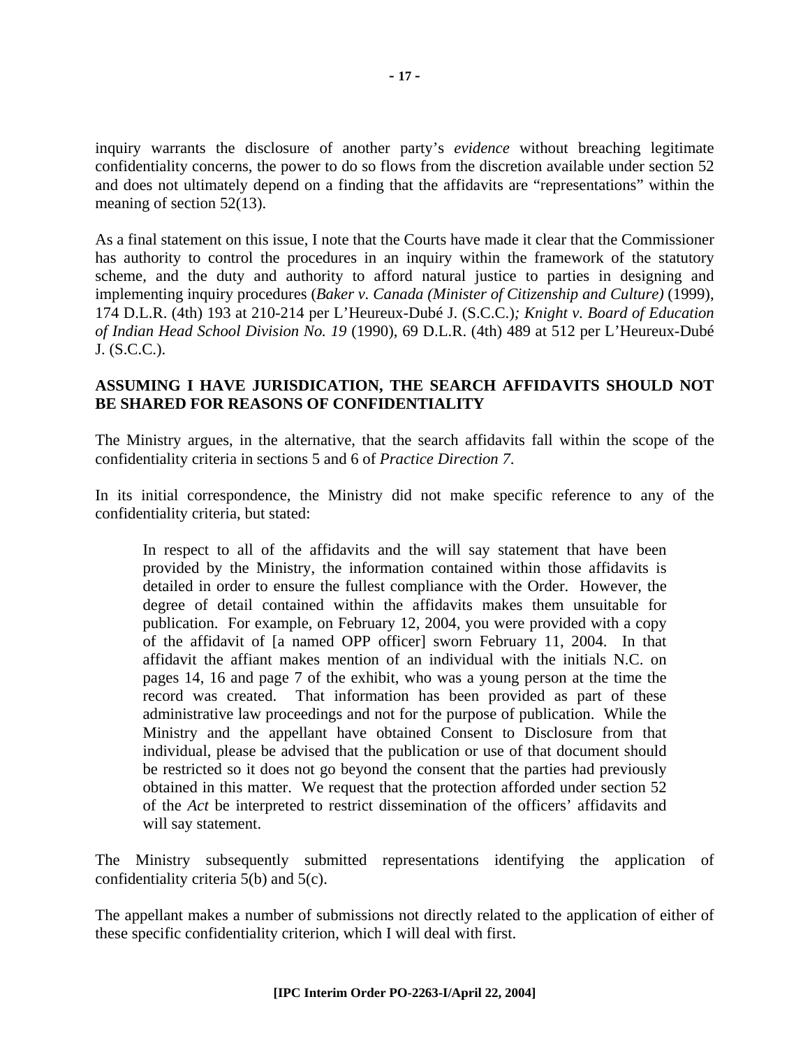inquiry warrants the disclosure of another party's *evidence* without breaching legitimate confidentiality concerns, the power to do so flows from the discretion available under section 52 and does not ultimately depend on a finding that the affidavits are "representations" within the meaning of section 52(13).

As a final statement on this issue, I note that the Courts have made it clear that the Commissioner has authority to control the procedures in an inquiry within the framework of the statutory scheme, and the duty and authority to afford natural justice to parties in designing and implementing inquiry procedures (*Baker v. Canada (Minister of Citizenship and Culture)* (1999), 174 D.L.R. (4th) 193 at 210-214 per L'Heureux-Dubé J. (S.C.C.)*; Knight v. Board of Education of Indian Head School Division No. 19* (1990), 69 D.L.R. (4th) 489 at 512 per L'Heureux-Dubé J. (S.C.C.).

**ASSUMING I HAVE JURISDICATION, THE SEARCH AFFIDAVITS SHOULD NOT BE SHARED FOR REASONS OF CONFIDENTIALITY**

The Ministry argues, in the alternative, that the search affidavits fall within the scope of the confidentiality criteria in sections 5 and 6 of *Practice Direction 7*.

In its initial correspondence, the Ministry did not make specific reference to any of the confidentiality criteria, but stated:

> In respect to all of the affidavits and the will say statement that have been provided by the Ministry, the information contained within those affidavits is detailed in order to ensure the fullest compliance with the Order. However, the degree of detail contained within the affidavits makes them unsuitable for publication. For example, on February 12, 2004, you were provided with a copy of the affidavit of [a named OPP officer] sworn February 11, 2004. In that affidavit the affiant makes mention of an individual with the initials N.C. on pages 14, 16 and page 7 of the exhibit, who was a young person at the time the record was created. That information has been provided as part of these administrative law proceedings and not for the purpose of publication. While the Ministry and the appellant have obtained Consent to Disclosure from that individual, please be advised that the publication or use of that document should be restricted so it does not go beyond the consent that the parties had previously obtained in this matter. We request that the protection afforded under section 52 of the *Act* be interpreted to restrict dissemination of the officers' affidavits and will say statement.

The Ministry subsequently submitted representations identifying the application of confidentiality criteria 5(b) and 5(c).

The appellant makes a number of submissions not directly related to the application of either of these specific confidentiality criterion, which I will deal with first.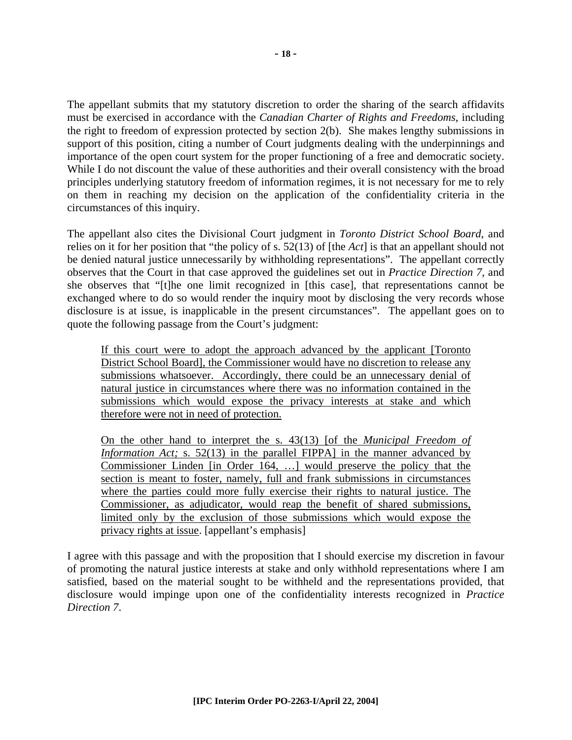The appellant submits that my statutory discretion to order the sharing of the search affidavits must be exercised in accordance with the *Canadian Charter of Rights and Freedoms*, including the right to freedom of expression protected by section 2(b). She makes lengthy submissions in support of this position, citing a number of Court judgments dealing with the underpinnings and importance of the open court system for the proper functioning of a free and democratic society. While I do not discount the value of these authorities and their overall consistency with the broad principles underlying statutory freedom of information regimes, it is not necessary for me to rely on them in reaching my decision on the application of the confidentiality criteria in the circumstances of this inquiry.

The appellant also cites the Divisional Court judgment in *Toronto District School Board*, and relies on it for her position that "the policy of s. 52(13) of [the *Act*] is that an appellant should not be denied natural justice unnecessarily by withholding representations". The appellant correctly observes that the Court in that case approved the guidelines set out in *Practice Direction 7*, and she observes that "[t]he one limit recognized in [this case], that representations cannot be exchanged where to do so would render the inquiry moot by disclosing the very records whose disclosure is at issue, is inapplicable in the present circumstances". The appellant goes on to quote the following passage from the Court's judgment:

> <u>If this court were to adopt the approach advanced by the applicant [Toronto District School Board], the Commissioner would have no discretion to release any submissions whatsoever. Accordingly, there could be an unnecessary denial of natural justice in circumstances where there was no information contained in the submissions which would expose the privacy interests at stake and which therefore were not in need of protection.</u>
>
> <u>On the other hand to interpret the s. 43(13) [of the *Municipal Freedom of Information Act;* s. 52(13) in the parallel FIPPA] in the manner advanced by Commissioner Linden [in Order 164, …] would preserve the policy that the section is meant to foster, namely, full and frank submissions in circumstances where the parties could more fully exercise their rights to natural justice. The Commissioner, as adjudicator, would reap the benefit of shared submissions, limited only by the exclusion of those submissions which would expose the privacy rights at issue</u>. [appellant's emphasis]

I agree with this passage and with the proposition that I should exercise my discretion in favour of promoting the natural justice interests at stake and only withhold representations where I am satisfied, based on the material sought to be withheld and the representations provided, that disclosure would impinge upon one of the confidentiality interests recognized in *Practice Direction 7*.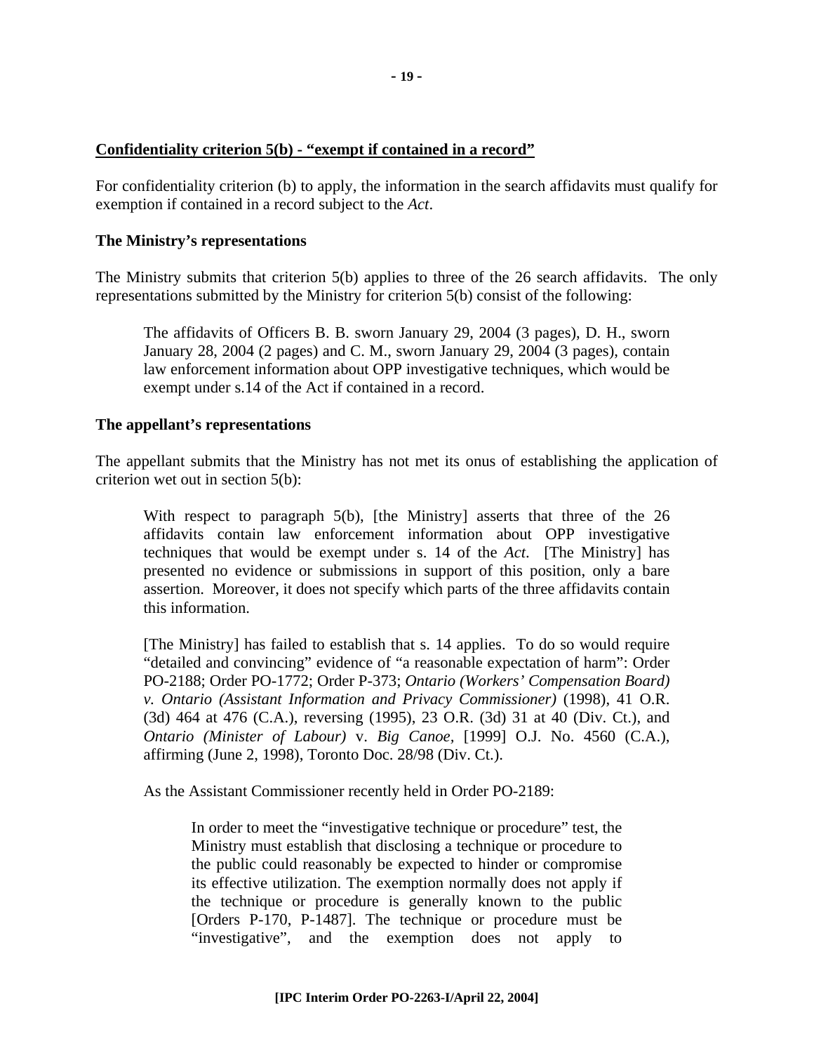**<u>Confidentiality criterion 5(b) - "exempt if contained in a record"</u>**

For confidentiality criterion (b) to apply, the information in the search affidavits must qualify for exemption if contained in a record subject to the *Act*.

**The Ministry's representations**

The Ministry submits that criterion 5(b) applies to three of the 26 search affidavits. The only representations submitted by the Ministry for criterion 5(b) consist of the following:

> The affidavits of Officers B. B. sworn January 29, 2004 (3 pages), D. H., sworn January 28, 2004 (2 pages) and C. M., sworn January 29, 2004 (3 pages), contain law enforcement information about OPP investigative techniques, which would be exempt under s.14 of the Act if contained in a record.

**The appellant's representations**

The appellant submits that the Ministry has not met its onus of establishing the application of criterion wet out in section 5(b):

> With respect to paragraph 5(b), [the Ministry] asserts that three of the 26 affidavits contain law enforcement information about OPP investigative techniques that would be exempt under s. 14 of the *Act*. [The Ministry] has presented no evidence or submissions in support of this position, only a bare assertion. Moreover, it does not specify which parts of the three affidavits contain this information.
>
> [The Ministry] has failed to establish that s. 14 applies. To do so would require "detailed and convincing" evidence of "a reasonable expectation of harm": Order PO-2188; Order PO-1772; Order P-373; *Ontario (Workers' Compensation Board) v. Ontario (Assistant Information and Privacy Commissioner)* (1998), 41 O.R. (3d) 464 at 476 (C.A.), reversing (1995), 23 O.R. (3d) 31 at 40 (Div. Ct.), and *Ontario (Minister of Labour)* v. *Big Canoe*, [1999] O.J. No. 4560 (C.A.), affirming (June 2, 1998), Toronto Doc. 28/98 (Div. Ct.).
>
> As the Assistant Commissioner recently held in Order PO-2189:
>
> > In order to meet the "investigative technique or procedure" test, the Ministry must establish that disclosing a technique or procedure to the public could reasonably be expected to hinder or compromise its effective utilization. The exemption normally does not apply if the technique or procedure is generally known to the public [Orders P-170, P-1487]. The technique or procedure must be "investigative", and the exemption does not apply to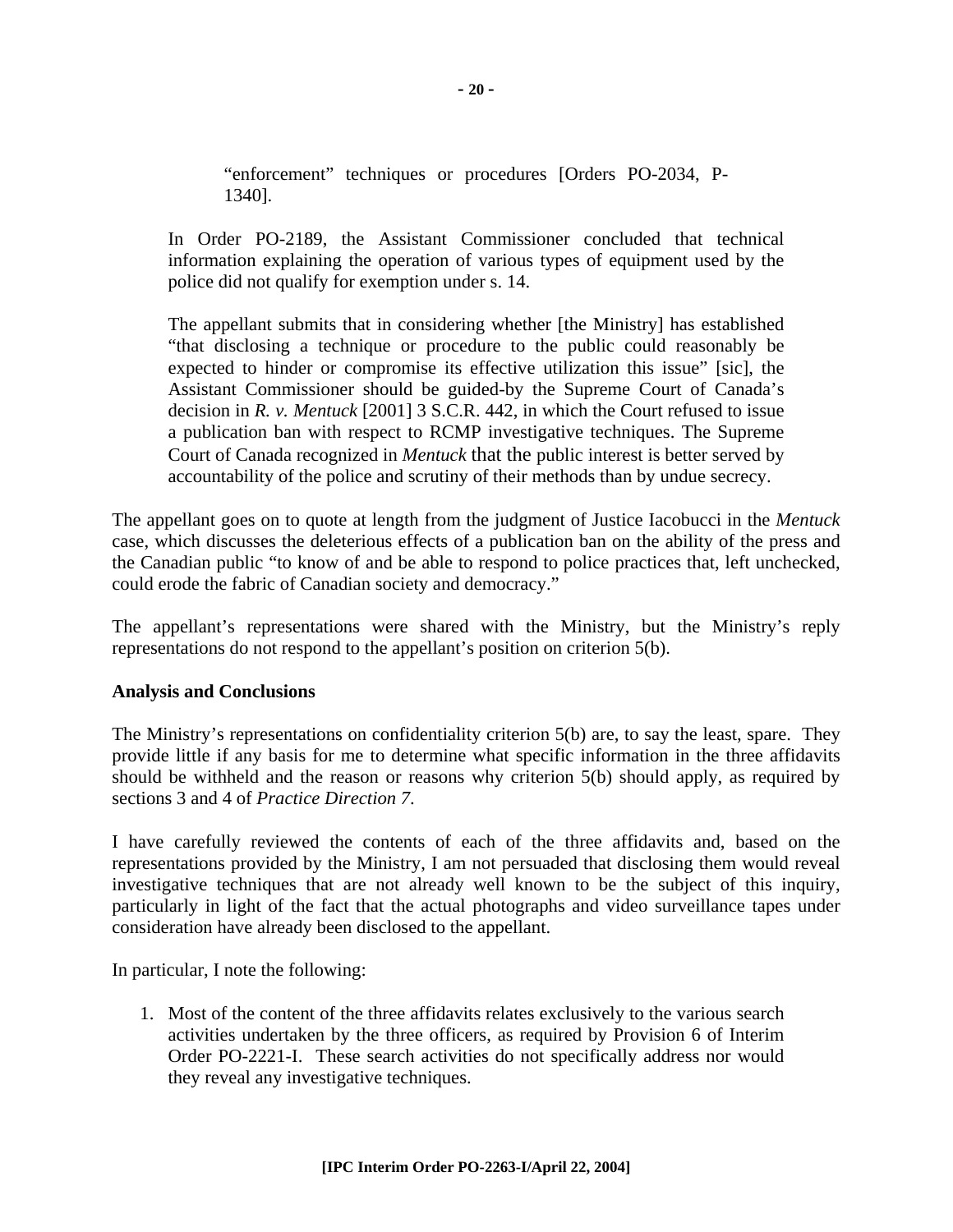> "enforcement" techniques or procedures [Orders PO-2034, P-1340].
>
> In Order PO-2189, the Assistant Commissioner concluded that technical information explaining the operation of various types of equipment used by the police did not qualify for exemption under s. 14.
>
> The appellant submits that in considering whether [the Ministry] has established "that disclosing a technique or procedure to the public could reasonably be expected to hinder or compromise its effective utilization this issue" [sic], the Assistant Commissioner should be guided-by the Supreme Court of Canada's decision in *R. v. Mentuck* [2001] 3 S.C.R. 442, in which the Court refused to issue a publication ban with respect to RCMP investigative techniques. The Supreme Court of Canada recognized in *Mentuck* that the public interest is better served by accountability of the police and scrutiny of their methods than by undue secrecy.

The appellant goes on to quote at length from the judgment of Justice Iacobucci in the *Mentuck* case, which discusses the deleterious effects of a publication ban on the ability of the press and the Canadian public "to know of and be able to respond to police practices that, left unchecked, could erode the fabric of Canadian society and democracy."

The appellant's representations were shared with the Ministry, but the Ministry's reply representations do not respond to the appellant's position on criterion 5(b).

**Analysis and Conclusions**

The Ministry's representations on confidentiality criterion 5(b) are, to say the least, spare. They provide little if any basis for me to determine what specific information in the three affidavits should be withheld and the reason or reasons why criterion 5(b) should apply, as required by sections 3 and 4 of *Practice Direction 7*.

I have carefully reviewed the contents of each of the three affidavits and, based on the representations provided by the Ministry, I am not persuaded that disclosing them would reveal investigative techniques that are not already well known to be the subject of this inquiry, particularly in light of the fact that the actual photographs and video surveillance tapes under consideration have already been disclosed to the appellant.

In particular, I note the following:

1. Most of the content of the three affidavits relates exclusively to the various search activities undertaken by the three officers, as required by Provision 6 of Interim Order PO-2221-I. These search activities do not specifically address nor would they reveal any investigative techniques.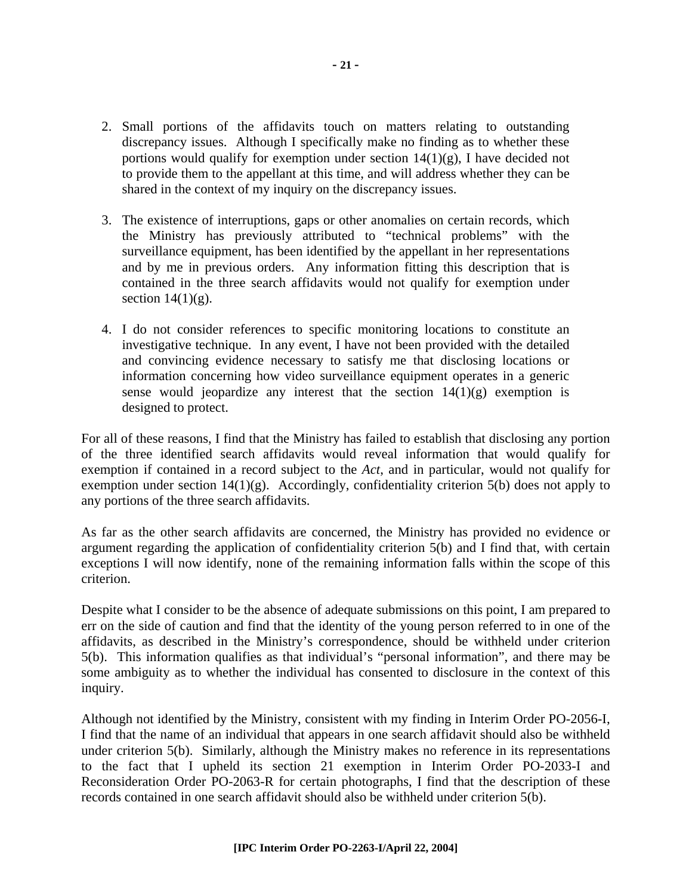2. Small portions of the affidavits touch on matters relating to outstanding discrepancy issues. Although I specifically make no finding as to whether these portions would qualify for exemption under section 14(1)(g), I have decided not to provide them to the appellant at this time, and will address whether they can be shared in the context of my inquiry on the discrepancy issues.

3. The existence of interruptions, gaps or other anomalies on certain records, which the Ministry has previously attributed to "technical problems" with the surveillance equipment, has been identified by the appellant in her representations and by me in previous orders. Any information fitting this description that is contained in the three search affidavits would not qualify for exemption under section 14(1)(g).

4. I do not consider references to specific monitoring locations to constitute an investigative technique. In any event, I have not been provided with the detailed and convincing evidence necessary to satisfy me that disclosing locations or information concerning how video surveillance equipment operates in a generic sense would jeopardize any interest that the section 14(1)(g) exemption is designed to protect.

For all of these reasons, I find that the Ministry has failed to establish that disclosing any portion of the three identified search affidavits would reveal information that would qualify for exemption if contained in a record subject to the *Act*, and in particular, would not qualify for exemption under section 14(1)(g). Accordingly, confidentiality criterion 5(b) does not apply to any portions of the three search affidavits.

As far as the other search affidavits are concerned, the Ministry has provided no evidence or argument regarding the application of confidentiality criterion 5(b) and I find that, with certain exceptions I will now identify, none of the remaining information falls within the scope of this criterion.

Despite what I consider to be the absence of adequate submissions on this point, I am prepared to err on the side of caution and find that the identity of the young person referred to in one of the affidavits, as described in the Ministry's correspondence, should be withheld under criterion 5(b). This information qualifies as that individual's "personal information", and there may be some ambiguity as to whether the individual has consented to disclosure in the context of this inquiry.

Although not identified by the Ministry, consistent with my finding in Interim Order PO-2056-I, I find that the name of an individual that appears in one search affidavit should also be withheld under criterion 5(b). Similarly, although the Ministry makes no reference in its representations to the fact that I upheld its section 21 exemption in Interim Order PO-2033-I and Reconsideration Order PO-2063-R for certain photographs, I find that the description of these records contained in one search affidavit should also be withheld under criterion 5(b).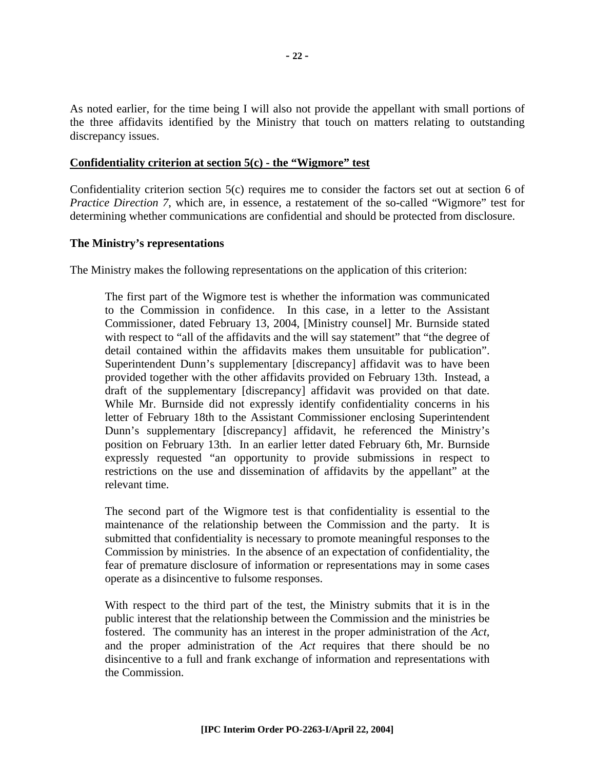As noted earlier, for the time being I will also not provide the appellant with small portions of the three affidavits identified by the Ministry that touch on matters relating to outstanding discrepancy issues.

**<u>Confidentiality criterion at section 5(c) - the "Wigmore" test</u>**

Confidentiality criterion section 5(c) requires me to consider the factors set out at section 6 of *Practice Direction 7*, which are, in essence, a restatement of the so-called "Wigmore" test for determining whether communications are confidential and should be protected from disclosure.

**The Ministry's representations**

The Ministry makes the following representations on the application of this criterion:

> The first part of the Wigmore test is whether the information was communicated to the Commission in confidence. In this case, in a letter to the Assistant Commissioner, dated February 13, 2004, [Ministry counsel] Mr. Burnside stated with respect to "all of the affidavits and the will say statement" that "the degree of detail contained within the affidavits makes them unsuitable for publication". Superintendent Dunn's supplementary [discrepancy] affidavit was to have been provided together with the other affidavits provided on February 13th. Instead, a draft of the supplementary [discrepancy] affidavit was provided on that date. While Mr. Burnside did not expressly identify confidentiality concerns in his letter of February 18th to the Assistant Commissioner enclosing Superintendent Dunn's supplementary [discrepancy] affidavit, he referenced the Ministry's position on February 13th. In an earlier letter dated February 6th, Mr. Burnside expressly requested "an opportunity to provide submissions in respect to restrictions on the use and dissemination of affidavits by the appellant" at the relevant time.
>
> The second part of the Wigmore test is that confidentiality is essential to the maintenance of the relationship between the Commission and the party. It is submitted that confidentiality is necessary to promote meaningful responses to the Commission by ministries. In the absence of an expectation of confidentiality, the fear of premature disclosure of information or representations may in some cases operate as a disincentive to fulsome responses.
>
> With respect to the third part of the test, the Ministry submits that it is in the public interest that the relationship between the Commission and the ministries be fostered. The community has an interest in the proper administration of the *Act*, and the proper administration of the *Act* requires that there should be no disincentive to a full and frank exchange of information and representations with the Commission.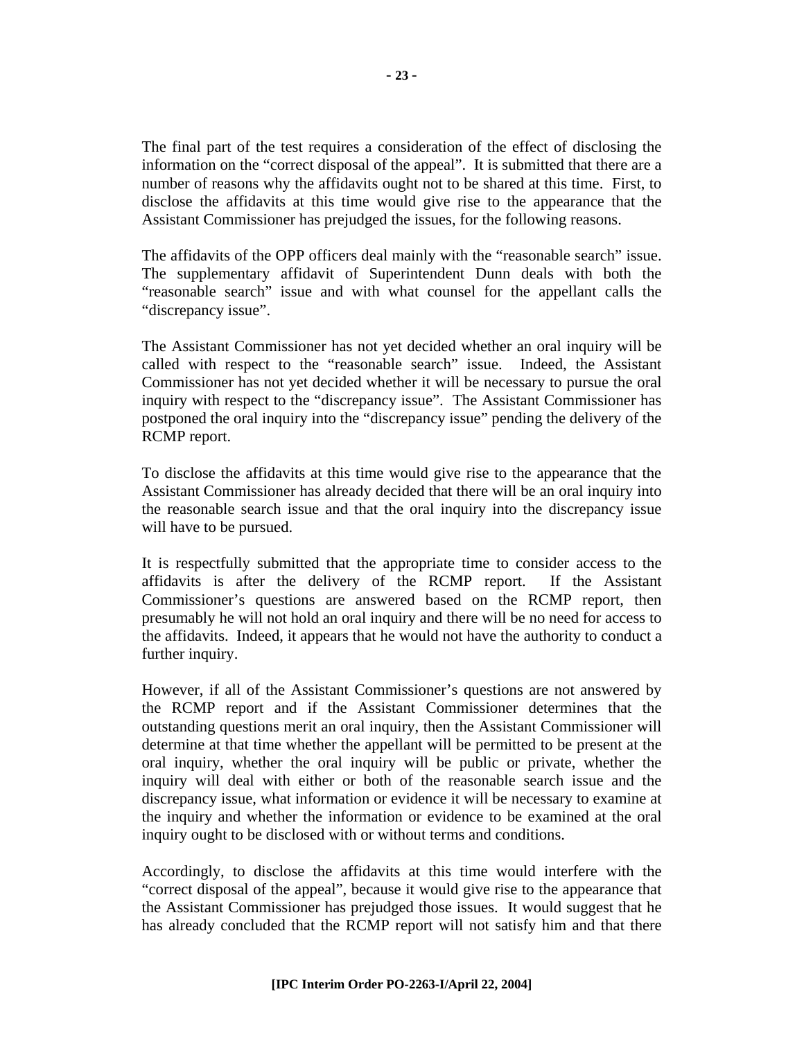The final part of the test requires a consideration of the effect of disclosing the information on the "correct disposal of the appeal". It is submitted that there are a number of reasons why the affidavits ought not to be shared at this time. First, to disclose the affidavits at this time would give rise to the appearance that the Assistant Commissioner has prejudged the issues, for the following reasons.

The affidavits of the OPP officers deal mainly with the "reasonable search" issue. The supplementary affidavit of Superintendent Dunn deals with both the "reasonable search" issue and with what counsel for the appellant calls the "discrepancy issue".

The Assistant Commissioner has not yet decided whether an oral inquiry will be called with respect to the "reasonable search" issue. Indeed, the Assistant Commissioner has not yet decided whether it will be necessary to pursue the oral inquiry with respect to the "discrepancy issue". The Assistant Commissioner has postponed the oral inquiry into the "discrepancy issue" pending the delivery of the RCMP report.

To disclose the affidavits at this time would give rise to the appearance that the Assistant Commissioner has already decided that there will be an oral inquiry into the reasonable search issue and that the oral inquiry into the discrepancy issue will have to be pursued.

It is respectfully submitted that the appropriate time to consider access to the affidavits is after the delivery of the RCMP report. If the Assistant Commissioner's questions are answered based on the RCMP report, then presumably he will not hold an oral inquiry and there will be no need for access to the affidavits. Indeed, it appears that he would not have the authority to conduct a further inquiry.

However, if all of the Assistant Commissioner's questions are not answered by the RCMP report and if the Assistant Commissioner determines that the outstanding questions merit an oral inquiry, then the Assistant Commissioner will determine at that time whether the appellant will be permitted to be present at the oral inquiry, whether the oral inquiry will be public or private, whether the inquiry will deal with either or both of the reasonable search issue and the discrepancy issue, what information or evidence it will be necessary to examine at the inquiry and whether the information or evidence to be examined at the oral inquiry ought to be disclosed with or without terms and conditions.

Accordingly, to disclose the affidavits at this time would interfere with the "correct disposal of the appeal", because it would give rise to the appearance that the Assistant Commissioner has prejudged those issues. It would suggest that he has already concluded that the RCMP report will not satisfy him and that there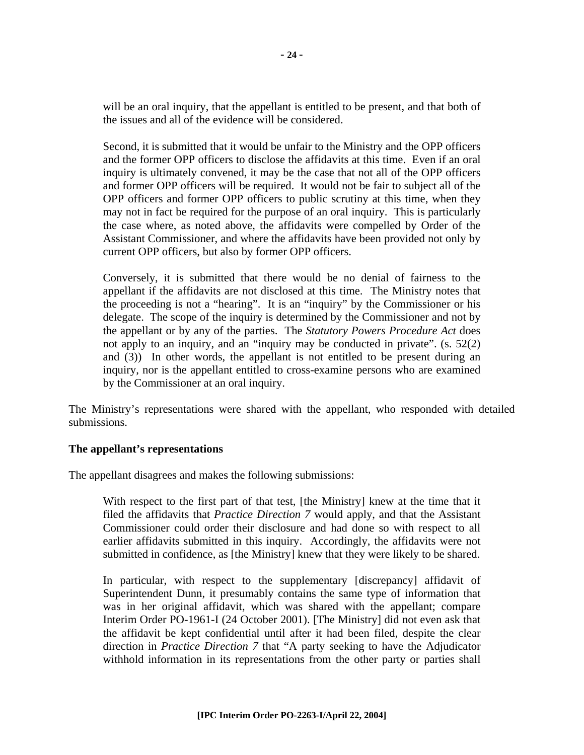> will be an oral inquiry, that the appellant is entitled to be present, and that both of the issues and all of the evidence will be considered.
>
> Second, it is submitted that it would be unfair to the Ministry and the OPP officers and the former OPP officers to disclose the affidavits at this time. Even if an oral inquiry is ultimately convened, it may be the case that not all of the OPP officers and former OPP officers will be required. It would not be fair to subject all of the OPP officers and former OPP officers to public scrutiny at this time, when they may not in fact be required for the purpose of an oral inquiry. This is particularly the case where, as noted above, the affidavits were compelled by Order of the Assistant Commissioner, and where the affidavits have been provided not only by current OPP officers, but also by former OPP officers.
>
> Conversely, it is submitted that there would be no denial of fairness to the appellant if the affidavits are not disclosed at this time. The Ministry notes that the proceeding is not a "hearing". It is an "inquiry" by the Commissioner or his delegate. The scope of the inquiry is determined by the Commissioner and not by the appellant or by any of the parties. The *Statutory Powers Procedure Act* does not apply to an inquiry, and an "inquiry may be conducted in private". (s. 52(2) and (3)) In other words, the appellant is not entitled to be present during an inquiry, nor is the appellant entitled to cross-examine persons who are examined by the Commissioner at an oral inquiry.

The Ministry's representations were shared with the appellant, who responded with detailed submissions.

**The appellant's representations**

The appellant disagrees and makes the following submissions:

> With respect to the first part of that test, [the Ministry] knew at the time that it filed the affidavits that *Practice Direction 7* would apply, and that the Assistant Commissioner could order their disclosure and had done so with respect to all earlier affidavits submitted in this inquiry. Accordingly, the affidavits were not submitted in confidence, as [the Ministry] knew that they were likely to be shared.
>
> In particular, with respect to the supplementary [discrepancy] affidavit of Superintendent Dunn, it presumably contains the same type of information that was in her original affidavit, which was shared with the appellant; compare Interim Order PO-1961-I (24 October 2001). [The Ministry] did not even ask that the affidavit be kept confidential until after it had been filed, despite the clear direction in *Practice Direction 7* that "A party seeking to have the Adjudicator withhold information in its representations from the other party or parties shall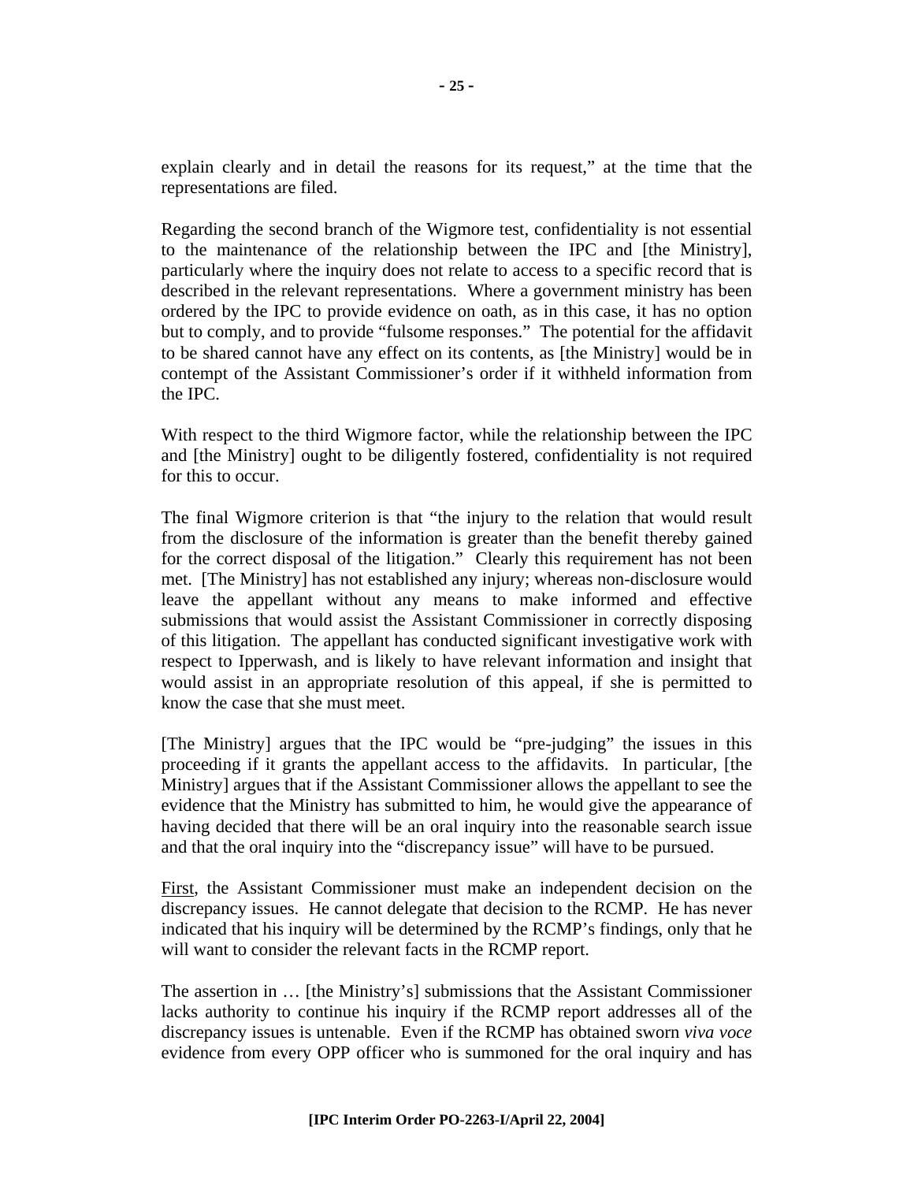explain clearly and in detail the reasons for its request," at the time that the representations are filed.

Regarding the second branch of the Wigmore test, confidentiality is not essential to the maintenance of the relationship between the IPC and [the Ministry], particularly where the inquiry does not relate to access to a specific record that is described in the relevant representations. Where a government ministry has been ordered by the IPC to provide evidence on oath, as in this case, it has no option but to comply, and to provide "fulsome responses." The potential for the affidavit to be shared cannot have any effect on its contents, as [the Ministry] would be in contempt of the Assistant Commissioner's order if it withheld information from the IPC.

With respect to the third Wigmore factor, while the relationship between the IPC and [the Ministry] ought to be diligently fostered, confidentiality is not required for this to occur.

The final Wigmore criterion is that "the injury to the relation that would result from the disclosure of the information is greater than the benefit thereby gained for the correct disposal of the litigation." Clearly this requirement has not been met. [The Ministry] has not established any injury; whereas non-disclosure would leave the appellant without any means to make informed and effective submissions that would assist the Assistant Commissioner in correctly disposing of this litigation. The appellant has conducted significant investigative work with respect to Ipperwash, and is likely to have relevant information and insight that would assist in an appropriate resolution of this appeal, if she is permitted to know the case that she must meet.

[The Ministry] argues that the IPC would be "pre-judging" the issues in this proceeding if it grants the appellant access to the affidavits. In particular, [the Ministry] argues that if the Assistant Commissioner allows the appellant to see the evidence that the Ministry has submitted to him, he would give the appearance of having decided that there will be an oral inquiry into the reasonable search issue and that the oral inquiry into the "discrepancy issue" will have to be pursued.

First, the Assistant Commissioner must make an independent decision on the discrepancy issues. He cannot delegate that decision to the RCMP. He has never indicated that his inquiry will be determined by the RCMP's findings, only that he will want to consider the relevant facts in the RCMP report.

The assertion in … [the Ministry's] submissions that the Assistant Commissioner lacks authority to continue his inquiry if the RCMP report addresses all of the discrepancy issues is untenable. Even if the RCMP has obtained sworn *viva voce* evidence from every OPP officer who is summoned for the oral inquiry and has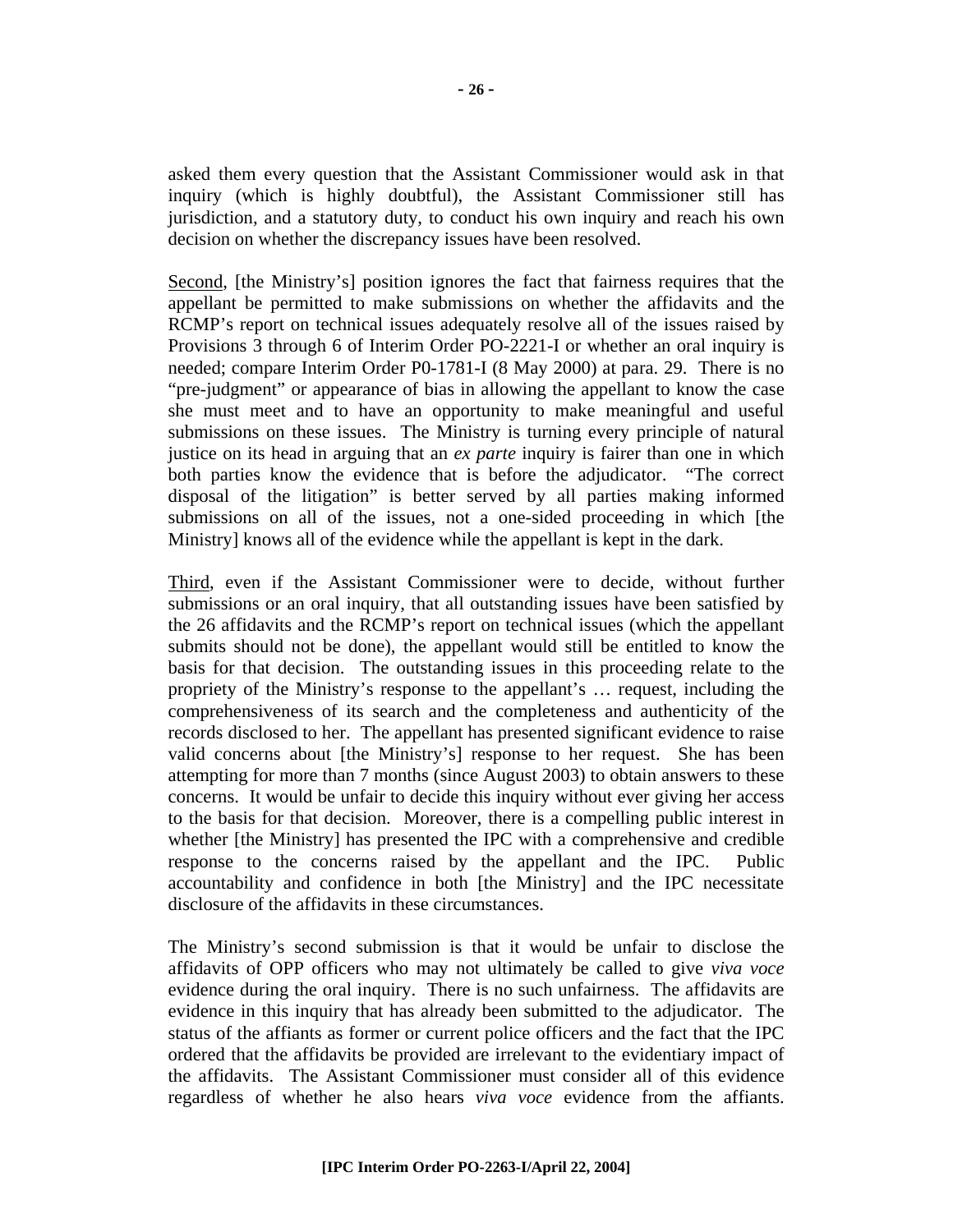asked them every question that the Assistant Commissioner would ask in that inquiry (which is highly doubtful), the Assistant Commissioner still has jurisdiction, and a statutory duty, to conduct his own inquiry and reach his own decision on whether the discrepancy issues have been resolved.

Second, [the Ministry's] position ignores the fact that fairness requires that the appellant be permitted to make submissions on whether the affidavits and the RCMP's report on technical issues adequately resolve all of the issues raised by Provisions 3 through 6 of Interim Order PO-2221-I or whether an oral inquiry is needed; compare Interim Order P0-1781-I (8 May 2000) at para. 29. There is no "pre-judgment" or appearance of bias in allowing the appellant to know the case she must meet and to have an opportunity to make meaningful and useful submissions on these issues. The Ministry is turning every principle of natural justice on its head in arguing that an *ex parte* inquiry is fairer than one in which both parties know the evidence that is before the adjudicator. "The correct disposal of the litigation" is better served by all parties making informed submissions on all of the issues, not a one-sided proceeding in which [the Ministry] knows all of the evidence while the appellant is kept in the dark.

Third, even if the Assistant Commissioner were to decide, without further submissions or an oral inquiry, that all outstanding issues have been satisfied by the 26 affidavits and the RCMP's report on technical issues (which the appellant submits should not be done), the appellant would still be entitled to know the basis for that decision. The outstanding issues in this proceeding relate to the propriety of the Ministry's response to the appellant's … request, including the comprehensiveness of its search and the completeness and authenticity of the records disclosed to her. The appellant has presented significant evidence to raise valid concerns about [the Ministry's] response to her request. She has been attempting for more than 7 months (since August 2003) to obtain answers to these concerns. It would be unfair to decide this inquiry without ever giving her access to the basis for that decision. Moreover, there is a compelling public interest in whether [the Ministry] has presented the IPC with a comprehensive and credible response to the concerns raised by the appellant and the IPC. Public accountability and confidence in both [the Ministry] and the IPC necessitate disclosure of the affidavits in these circumstances.

The Ministry's second submission is that it would be unfair to disclose the affidavits of OPP officers who may not ultimately be called to give *viva voce* evidence during the oral inquiry. There is no such unfairness. The affidavits are evidence in this inquiry that has already been submitted to the adjudicator. The status of the affiants as former or current police officers and the fact that the IPC ordered that the affidavits be provided are irrelevant to the evidentiary impact of the affidavits. The Assistant Commissioner must consider all of this evidence regardless of whether he also hears *viva voce* evidence from the affiants.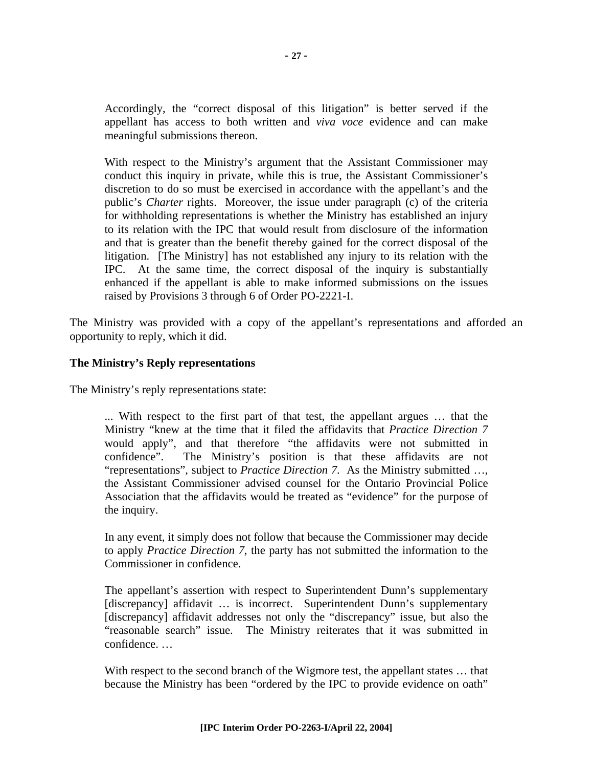> Accordingly, the "correct disposal of this litigation" is better served if the appellant has access to both written and *viva voce* evidence and can make meaningful submissions thereon.
>
> With respect to the Ministry's argument that the Assistant Commissioner may conduct this inquiry in private, while this is true, the Assistant Commissioner's discretion to do so must be exercised in accordance with the appellant's and the public's *Charter* rights. Moreover, the issue under paragraph (c) of the criteria for withholding representations is whether the Ministry has established an injury to its relation with the IPC that would result from disclosure of the information and that is greater than the benefit thereby gained for the correct disposal of the litigation. [The Ministry] has not established any injury to its relation with the IPC. At the same time, the correct disposal of the inquiry is substantially enhanced if the appellant is able to make informed submissions on the issues raised by Provisions 3 through 6 of Order PO-2221-I.

The Ministry was provided with a copy of the appellant's representations and afforded an opportunity to reply, which it did.

**The Ministry's Reply representations**

The Ministry's reply representations state:

> ... With respect to the first part of that test, the appellant argues … that the Ministry "knew at the time that it filed the affidavits that *Practice Direction 7* would apply", and that therefore "the affidavits were not submitted in confidence". The Ministry's position is that these affidavits are not "representations", subject to *Practice Direction 7*. As the Ministry submitted …, the Assistant Commissioner advised counsel for the Ontario Provincial Police Association that the affidavits would be treated as "evidence" for the purpose of the inquiry.
>
> In any event, it simply does not follow that because the Commissioner may decide to apply *Practice Direction 7*, the party has not submitted the information to the Commissioner in confidence.
>
> The appellant's assertion with respect to Superintendent Dunn's supplementary [discrepancy] affidavit … is incorrect. Superintendent Dunn's supplementary [discrepancy] affidavit addresses not only the "discrepancy" issue, but also the "reasonable search" issue. The Ministry reiterates that it was submitted in confidence. …
>
> With respect to the second branch of the Wigmore test, the appellant states … that because the Ministry has been "ordered by the IPC to provide evidence on oath"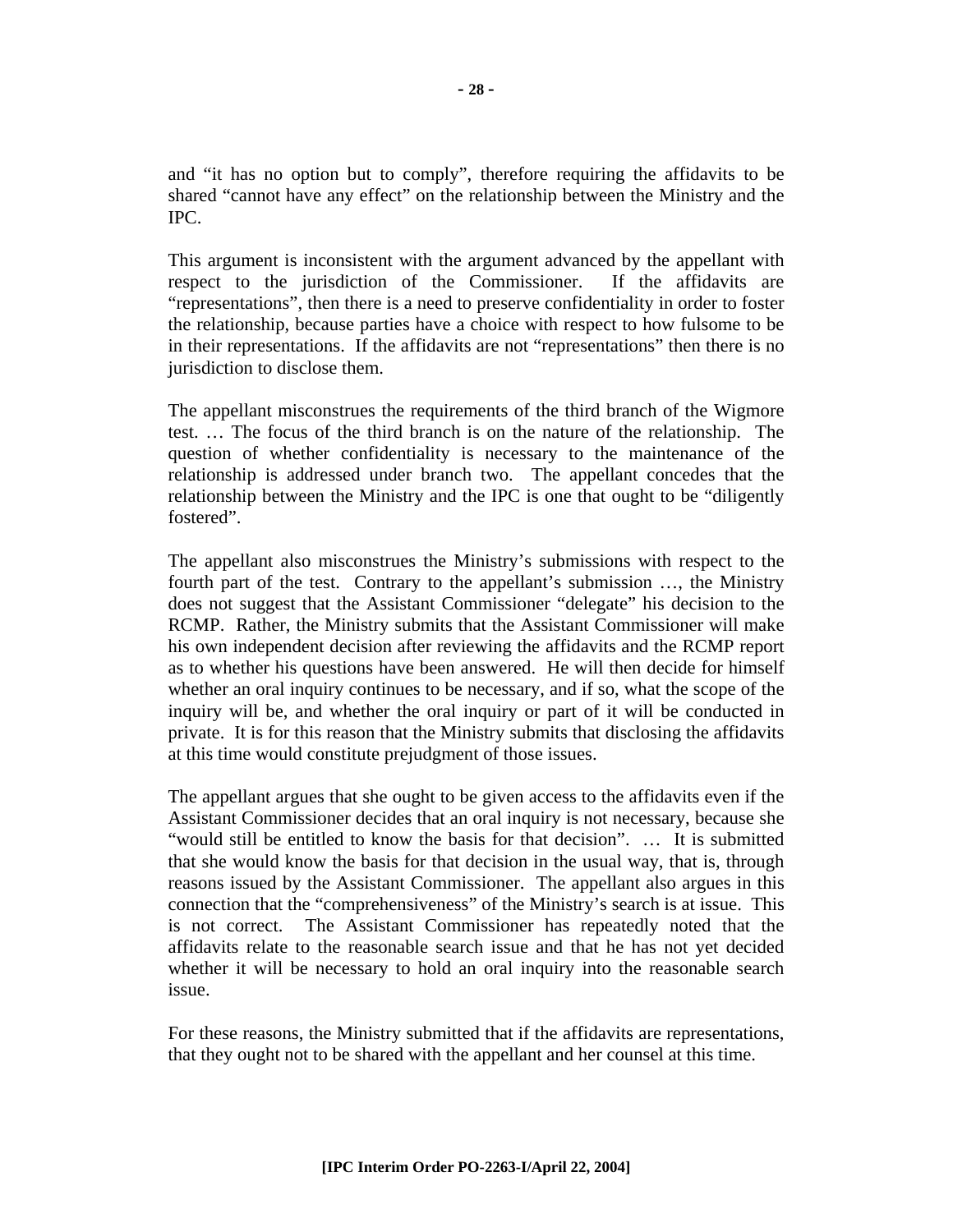and "it has no option but to comply", therefore requiring the affidavits to be shared "cannot have any effect" on the relationship between the Ministry and the IPC.

This argument is inconsistent with the argument advanced by the appellant with respect to the jurisdiction of the Commissioner. If the affidavits are "representations", then there is a need to preserve confidentiality in order to foster the relationship, because parties have a choice with respect to how fulsome to be in their representations. If the affidavits are not "representations" then there is no jurisdiction to disclose them.

The appellant misconstrues the requirements of the third branch of the Wigmore test. … The focus of the third branch is on the nature of the relationship. The question of whether confidentiality is necessary to the maintenance of the relationship is addressed under branch two. The appellant concedes that the relationship between the Ministry and the IPC is one that ought to be "diligently fostered".

The appellant also misconstrues the Ministry's submissions with respect to the fourth part of the test. Contrary to the appellant's submission …, the Ministry does not suggest that the Assistant Commissioner "delegate" his decision to the RCMP. Rather, the Ministry submits that the Assistant Commissioner will make his own independent decision after reviewing the affidavits and the RCMP report as to whether his questions have been answered. He will then decide for himself whether an oral inquiry continues to be necessary, and if so, what the scope of the inquiry will be, and whether the oral inquiry or part of it will be conducted in private. It is for this reason that the Ministry submits that disclosing the affidavits at this time would constitute prejudgment of those issues.

The appellant argues that she ought to be given access to the affidavits even if the Assistant Commissioner decides that an oral inquiry is not necessary, because she "would still be entitled to know the basis for that decision". … It is submitted that she would know the basis for that decision in the usual way, that is, through reasons issued by the Assistant Commissioner. The appellant also argues in this connection that the "comprehensiveness" of the Ministry's search is at issue. This is not correct. The Assistant Commissioner has repeatedly noted that the affidavits relate to the reasonable search issue and that he has not yet decided whether it will be necessary to hold an oral inquiry into the reasonable search issue.

For these reasons, the Ministry submitted that if the affidavits are representations, that they ought not to be shared with the appellant and her counsel at this time.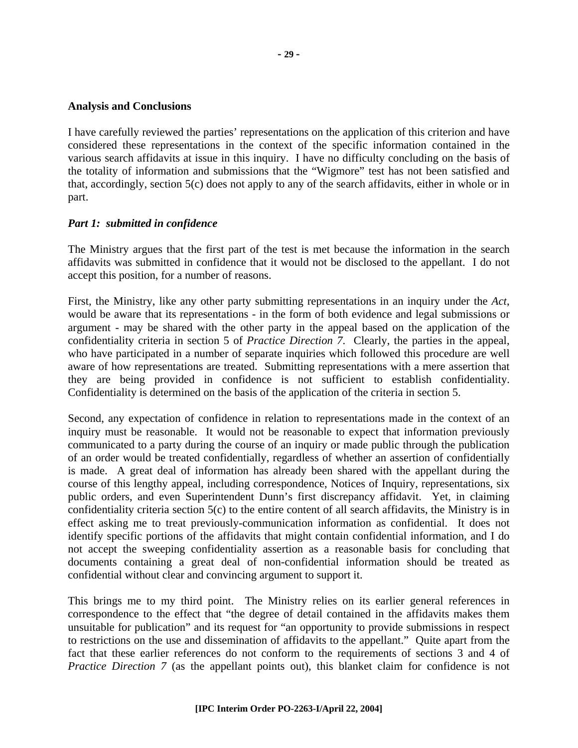**Analysis and Conclusions**

I have carefully reviewed the parties' representations on the application of this criterion and have considered these representations in the context of the specific information contained in the various search affidavits at issue in this inquiry. I have no difficulty concluding on the basis of the totality of information and submissions that the "Wigmore" test has not been satisfied and that, accordingly, section 5(c) does not apply to any of the search affidavits, either in whole or in part.

***Part 1: submitted in confidence***

The Ministry argues that the first part of the test is met because the information in the search affidavits was submitted in confidence that it would not be disclosed to the appellant. I do not accept this position, for a number of reasons.

First, the Ministry, like any other party submitting representations in an inquiry under the *Act*, would be aware that its representations - in the form of both evidence and legal submissions or argument - may be shared with the other party in the appeal based on the application of the confidentiality criteria in section 5 of *Practice Direction 7*. Clearly, the parties in the appeal, who have participated in a number of separate inquiries which followed this procedure are well aware of how representations are treated. Submitting representations with a mere assertion that they are being provided in confidence is not sufficient to establish confidentiality. Confidentiality is determined on the basis of the application of the criteria in section 5.

Second, any expectation of confidence in relation to representations made in the context of an inquiry must be reasonable. It would not be reasonable to expect that information previously communicated to a party during the course of an inquiry or made public through the publication of an order would be treated confidentially, regardless of whether an assertion of confidentially is made. A great deal of information has already been shared with the appellant during the course of this lengthy appeal, including correspondence, Notices of Inquiry, representations, six public orders, and even Superintendent Dunn's first discrepancy affidavit. Yet, in claiming confidentiality criteria section 5(c) to the entire content of all search affidavits, the Ministry is in effect asking me to treat previously-communication information as confidential. It does not identify specific portions of the affidavits that might contain confidential information, and I do not accept the sweeping confidentiality assertion as a reasonable basis for concluding that documents containing a great deal of non-confidential information should be treated as confidential without clear and convincing argument to support it.

This brings me to my third point. The Ministry relies on its earlier general references in correspondence to the effect that "the degree of detail contained in the affidavits makes them unsuitable for publication" and its request for "an opportunity to provide submissions in respect to restrictions on the use and dissemination of affidavits to the appellant." Quite apart from the fact that these earlier references do not conform to the requirements of sections 3 and 4 of *Practice Direction 7* (as the appellant points out), this blanket claim for confidence is not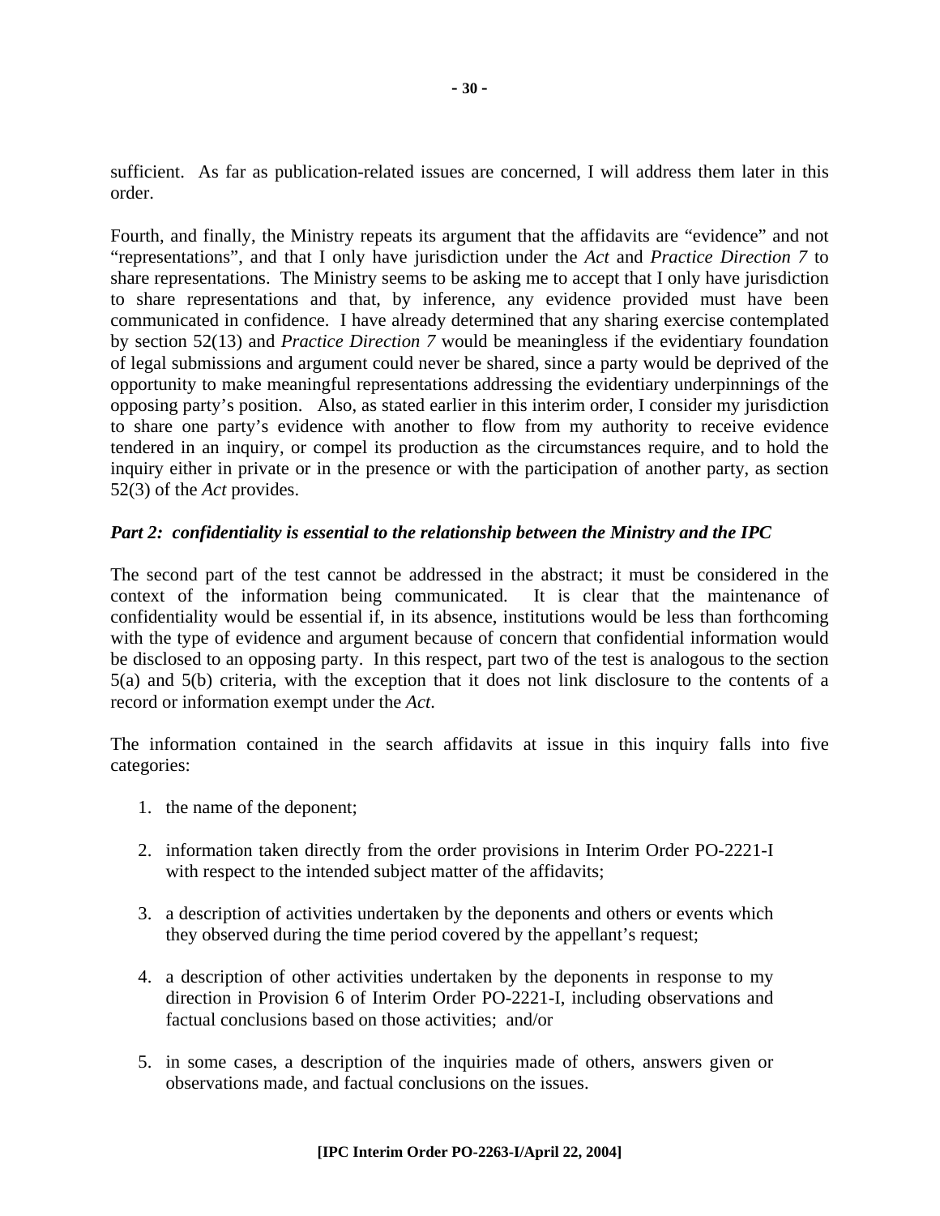sufficient. As far as publication-related issues are concerned, I will address them later in this order.

Fourth, and finally, the Ministry repeats its argument that the affidavits are "evidence" and not "representations", and that I only have jurisdiction under the *Act* and *Practice Direction 7* to share representations. The Ministry seems to be asking me to accept that I only have jurisdiction to share representations and that, by inference, any evidence provided must have been communicated in confidence. I have already determined that any sharing exercise contemplated by section 52(13) and *Practice Direction 7* would be meaningless if the evidentiary foundation of legal submissions and argument could never be shared, since a party would be deprived of the opportunity to make meaningful representations addressing the evidentiary underpinnings of the opposing party's position. Also, as stated earlier in this interim order, I consider my jurisdiction to share one party's evidence with another to flow from my authority to receive evidence tendered in an inquiry, or compel its production as the circumstances require, and to hold the inquiry either in private or in the presence or with the participation of another party, as section 52(3) of the *Act* provides.

***Part 2: confidentiality is essential to the relationship between the Ministry and the IPC***

The second part of the test cannot be addressed in the abstract; it must be considered in the context of the information being communicated. It is clear that the maintenance of confidentiality would be essential if, in its absence, institutions would be less than forthcoming with the type of evidence and argument because of concern that confidential information would be disclosed to an opposing party. In this respect, part two of the test is analogous to the section 5(a) and 5(b) criteria, with the exception that it does not link disclosure to the contents of a record or information exempt under the *Act*.

The information contained in the search affidavits at issue in this inquiry falls into five categories:

1. the name of the deponent;

2. information taken directly from the order provisions in Interim Order PO-2221-I with respect to the intended subject matter of the affidavits;

3. a description of activities undertaken by the deponents and others or events which they observed during the time period covered by the appellant's request;

4. a description of other activities undertaken by the deponents in response to my direction in Provision 6 of Interim Order PO-2221-I, including observations and factual conclusions based on those activities; and/or

5. in some cases, a description of the inquiries made of others, answers given or observations made, and factual conclusions on the issues.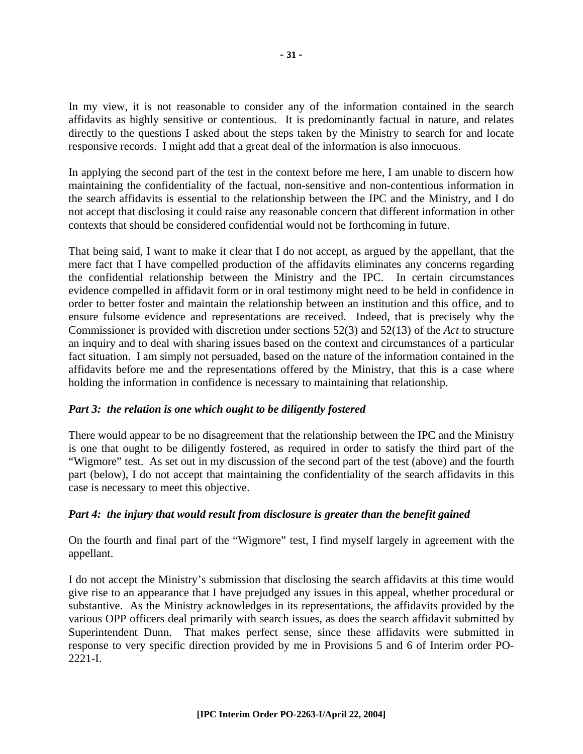In my view, it is not reasonable to consider any of the information contained in the search affidavits as highly sensitive or contentious. It is predominantly factual in nature, and relates directly to the questions I asked about the steps taken by the Ministry to search for and locate responsive records. I might add that a great deal of the information is also innocuous.

In applying the second part of the test in the context before me here, I am unable to discern how maintaining the confidentiality of the factual, non-sensitive and non-contentious information in the search affidavits is essential to the relationship between the IPC and the Ministry, and I do not accept that disclosing it could raise any reasonable concern that different information in other contexts that should be considered confidential would not be forthcoming in future.

That being said, I want to make it clear that I do not accept, as argued by the appellant, that the mere fact that I have compelled production of the affidavits eliminates any concerns regarding the confidential relationship between the Ministry and the IPC. In certain circumstances evidence compelled in affidavit form or in oral testimony might need to be held in confidence in order to better foster and maintain the relationship between an institution and this office, and to ensure fulsome evidence and representations are received. Indeed, that is precisely why the Commissioner is provided with discretion under sections 52(3) and 52(13) of the *Act* to structure an inquiry and to deal with sharing issues based on the context and circumstances of a particular fact situation. I am simply not persuaded, based on the nature of the information contained in the affidavits before me and the representations offered by the Ministry, that this is a case where holding the information in confidence is necessary to maintaining that relationship.

### *Part 3: the relation is one which ought to be diligently fostered*

There would appear to be no disagreement that the relationship between the IPC and the Ministry is one that ought to be diligently fostered, as required in order to satisfy the third part of the "Wigmore" test. As set out in my discussion of the second part of the test (above) and the fourth part (below), I do not accept that maintaining the confidentiality of the search affidavits in this case is necessary to meet this objective.

### *Part 4: the injury that would result from disclosure is greater than the benefit gained*

On the fourth and final part of the "Wigmore" test, I find myself largely in agreement with the appellant.

I do not accept the Ministry's submission that disclosing the search affidavits at this time would give rise to an appearance that I have prejudged any issues in this appeal, whether procedural or substantive. As the Ministry acknowledges in its representations, the affidavits provided by the various OPP officers deal primarily with search issues, as does the search affidavit submitted by Superintendent Dunn. That makes perfect sense, since these affidavits were submitted in response to very specific direction provided by me in Provisions 5 and 6 of Interim order PO-2221-I.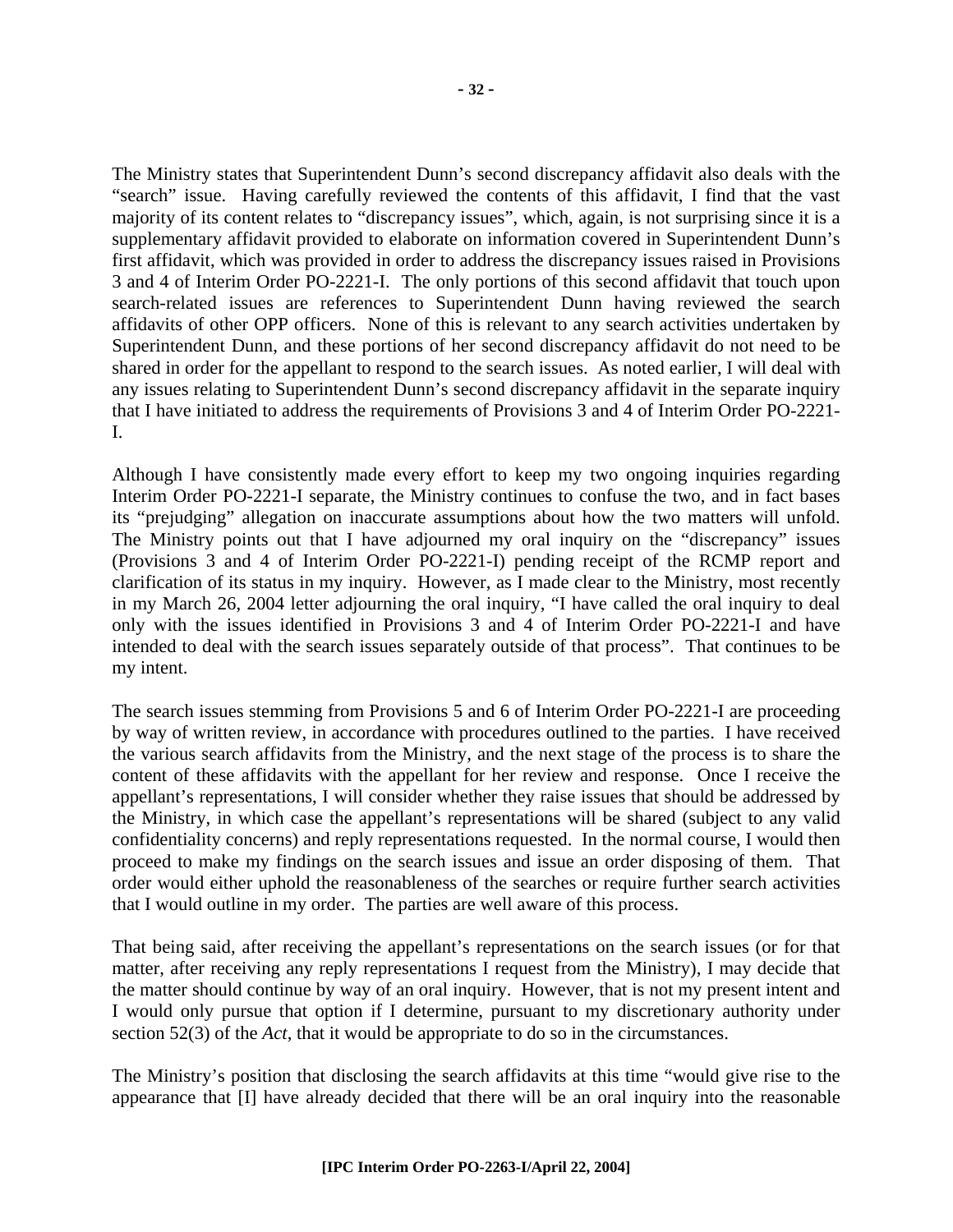The Ministry states that Superintendent Dunn's second discrepancy affidavit also deals with the "search" issue. Having carefully reviewed the contents of this affidavit, I find that the vast majority of its content relates to "discrepancy issues", which, again, is not surprising since it is a supplementary affidavit provided to elaborate on information covered in Superintendent Dunn's first affidavit, which was provided in order to address the discrepancy issues raised in Provisions 3 and 4 of Interim Order PO-2221-I. The only portions of this second affidavit that touch upon search-related issues are references to Superintendent Dunn having reviewed the search affidavits of other OPP officers. None of this is relevant to any search activities undertaken by Superintendent Dunn, and these portions of her second discrepancy affidavit do not need to be shared in order for the appellant to respond to the search issues. As noted earlier, I will deal with any issues relating to Superintendent Dunn's second discrepancy affidavit in the separate inquiry that I have initiated to address the requirements of Provisions 3 and 4 of Interim Order PO-2221-I.

Although I have consistently made every effort to keep my two ongoing inquiries regarding Interim Order PO-2221-I separate, the Ministry continues to confuse the two, and in fact bases its "prejudging" allegation on inaccurate assumptions about how the two matters will unfold. The Ministry points out that I have adjourned my oral inquiry on the "discrepancy" issues (Provisions 3 and 4 of Interim Order PO-2221-I) pending receipt of the RCMP report and clarification of its status in my inquiry. However, as I made clear to the Ministry, most recently in my March 26, 2004 letter adjourning the oral inquiry, "I have called the oral inquiry to deal only with the issues identified in Provisions 3 and 4 of Interim Order PO-2221-I and have intended to deal with the search issues separately outside of that process". That continues to be my intent.

The search issues stemming from Provisions 5 and 6 of Interim Order PO-2221-I are proceeding by way of written review, in accordance with procedures outlined to the parties. I have received the various search affidavits from the Ministry, and the next stage of the process is to share the content of these affidavits with the appellant for her review and response. Once I receive the appellant's representations, I will consider whether they raise issues that should be addressed by the Ministry, in which case the appellant's representations will be shared (subject to any valid confidentiality concerns) and reply representations requested. In the normal course, I would then proceed to make my findings on the search issues and issue an order disposing of them. That order would either uphold the reasonableness of the searches or require further search activities that I would outline in my order. The parties are well aware of this process.

That being said, after receiving the appellant's representations on the search issues (or for that matter, after receiving any reply representations I request from the Ministry), I may decide that the matter should continue by way of an oral inquiry. However, that is not my present intent and I would only pursue that option if I determine, pursuant to my discretionary authority under section 52(3) of the *Act*, that it would be appropriate to do so in the circumstances.

The Ministry's position that disclosing the search affidavits at this time "would give rise to the appearance that [I] have already decided that there will be an oral inquiry into the reasonable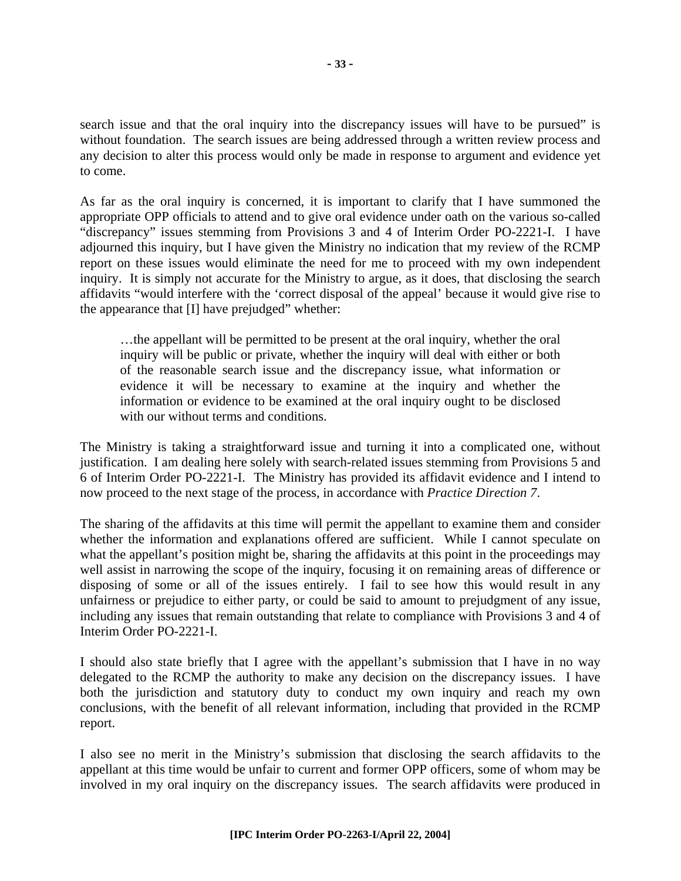search issue and that the oral inquiry into the discrepancy issues will have to be pursued" is without foundation. The search issues are being addressed through a written review process and any decision to alter this process would only be made in response to argument and evidence yet to come.

As far as the oral inquiry is concerned, it is important to clarify that I have summoned the appropriate OPP officials to attend and to give oral evidence under oath on the various so-called "discrepancy" issues stemming from Provisions 3 and 4 of Interim Order PO-2221-I. I have adjourned this inquiry, but I have given the Ministry no indication that my review of the RCMP report on these issues would eliminate the need for me to proceed with my own independent inquiry. It is simply not accurate for the Ministry to argue, as it does, that disclosing the search affidavits "would interfere with the 'correct disposal of the appeal' because it would give rise to the appearance that [I] have prejudged" whether:

> …the appellant will be permitted to be present at the oral inquiry, whether the oral inquiry will be public or private, whether the inquiry will deal with either or both of the reasonable search issue and the discrepancy issue, what information or evidence it will be necessary to examine at the inquiry and whether the information or evidence to be examined at the oral inquiry ought to be disclosed with our without terms and conditions.

The Ministry is taking a straightforward issue and turning it into a complicated one, without justification. I am dealing here solely with search-related issues stemming from Provisions 5 and 6 of Interim Order PO-2221-I. The Ministry has provided its affidavit evidence and I intend to now proceed to the next stage of the process, in accordance with *Practice Direction 7*.

The sharing of the affidavits at this time will permit the appellant to examine them and consider whether the information and explanations offered are sufficient. While I cannot speculate on what the appellant's position might be, sharing the affidavits at this point in the proceedings may well assist in narrowing the scope of the inquiry, focusing it on remaining areas of difference or disposing of some or all of the issues entirely. I fail to see how this would result in any unfairness or prejudice to either party, or could be said to amount to prejudgment of any issue, including any issues that remain outstanding that relate to compliance with Provisions 3 and 4 of Interim Order PO-2221-I.

I should also state briefly that I agree with the appellant's submission that I have in no way delegated to the RCMP the authority to make any decision on the discrepancy issues. I have both the jurisdiction and statutory duty to conduct my own inquiry and reach my own conclusions, with the benefit of all relevant information, including that provided in the RCMP report.

I also see no merit in the Ministry's submission that disclosing the search affidavits to the appellant at this time would be unfair to current and former OPP officers, some of whom may be involved in my oral inquiry on the discrepancy issues. The search affidavits were produced in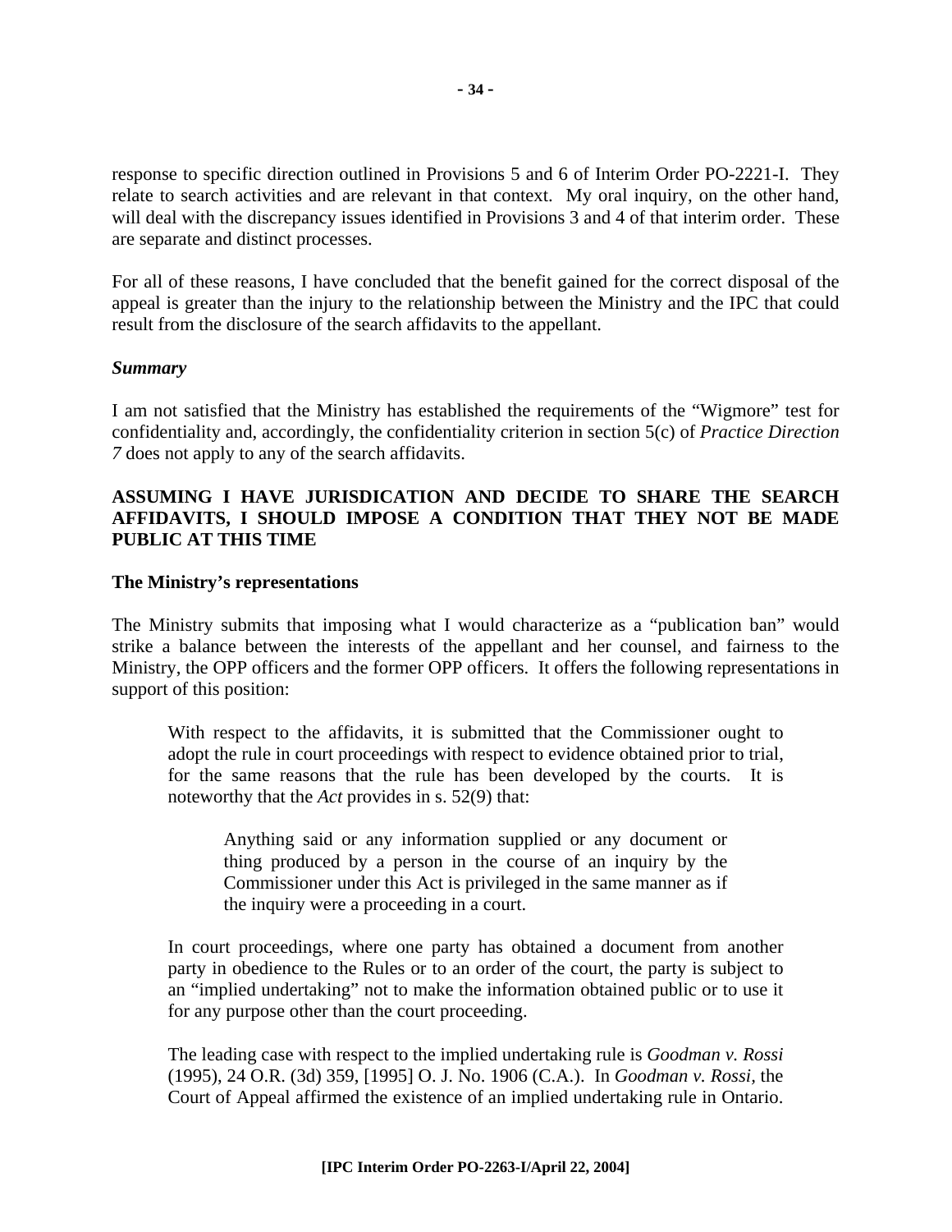response to specific direction outlined in Provisions 5 and 6 of Interim Order PO-2221-I. They relate to search activities and are relevant in that context. My oral inquiry, on the other hand, will deal with the discrepancy issues identified in Provisions 3 and 4 of that interim order. These are separate and distinct processes.

For all of these reasons, I have concluded that the benefit gained for the correct disposal of the appeal is greater than the injury to the relationship between the Ministry and the IPC that could result from the disclosure of the search affidavits to the appellant.

***Summary***

I am not satisfied that the Ministry has established the requirements of the "Wigmore" test for confidentiality and, accordingly, the confidentiality criterion in section 5(c) of *Practice Direction 7* does not apply to any of the search affidavits.

**ASSUMING I HAVE JURISDICATION AND DECIDE TO SHARE THE SEARCH AFFIDAVITS, I SHOULD IMPOSE A CONDITION THAT THEY NOT BE MADE PUBLIC AT THIS TIME**

**The Ministry's representations**

The Ministry submits that imposing what I would characterize as a "publication ban" would strike a balance between the interests of the appellant and her counsel, and fairness to the Ministry, the OPP officers and the former OPP officers. It offers the following representations in support of this position:

> With respect to the affidavits, it is submitted that the Commissioner ought to adopt the rule in court proceedings with respect to evidence obtained prior to trial, for the same reasons that the rule has been developed by the courts. It is noteworthy that the *Act* provides in s. 52(9) that:
>
> > Anything said or any information supplied or any document or thing produced by a person in the course of an inquiry by the Commissioner under this Act is privileged in the same manner as if the inquiry were a proceeding in a court.
>
> In court proceedings, where one party has obtained a document from another party in obedience to the Rules or to an order of the court, the party is subject to an "implied undertaking" not to make the information obtained public or to use it for any purpose other than the court proceeding.
>
> The leading case with respect to the implied undertaking rule is *Goodman v. Rossi* (1995), 24 O.R. (3d) 359, [1995] O. J. No. 1906 (C.A.). In *Goodman v. Rossi*, the Court of Appeal affirmed the existence of an implied undertaking rule in Ontario.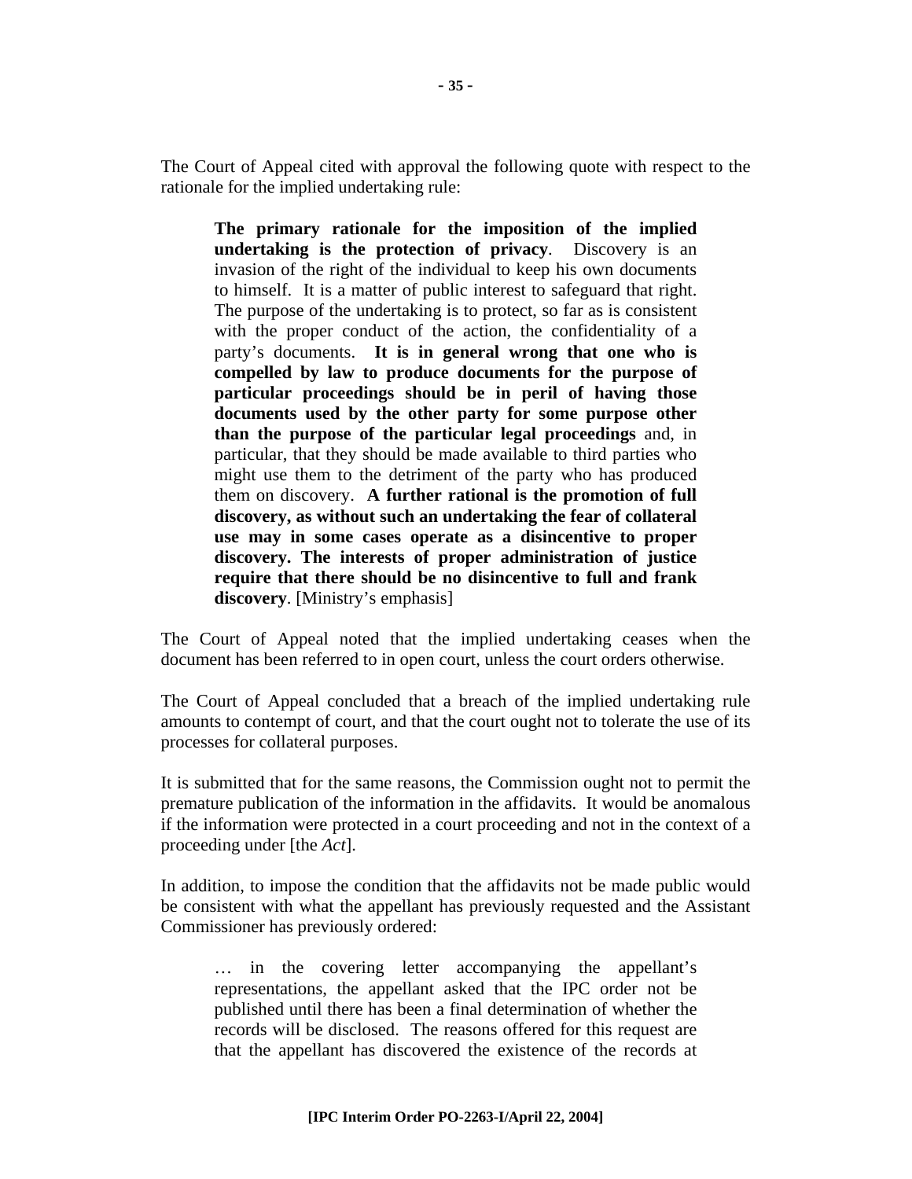The Court of Appeal cited with approval the following quote with respect to the rationale for the implied undertaking rule:

> **The primary rationale for the imposition of the implied undertaking is the protection of privacy**. Discovery is an invasion of the right of the individual to keep his own documents to himself. It is a matter of public interest to safeguard that right. The purpose of the undertaking is to protect, so far as is consistent with the proper conduct of the action, the confidentiality of a party's documents. **It is in general wrong that one who is compelled by law to produce documents for the purpose of particular proceedings should be in peril of having those documents used by the other party for some purpose other than the purpose of the particular legal proceedings** and, in particular, that they should be made available to third parties who might use them to the detriment of the party who has produced them on discovery. **A further rational is the promotion of full discovery, as without such an undertaking the fear of collateral use may in some cases operate as a disincentive to proper discovery. The interests of proper administration of justice require that there should be no disincentive to full and frank discovery**. [Ministry's emphasis]

The Court of Appeal noted that the implied undertaking ceases when the document has been referred to in open court, unless the court orders otherwise.

The Court of Appeal concluded that a breach of the implied undertaking rule amounts to contempt of court, and that the court ought not to tolerate the use of its processes for collateral purposes.

It is submitted that for the same reasons, the Commission ought not to permit the premature publication of the information in the affidavits. It would be anomalous if the information were protected in a court proceeding and not in the context of a proceeding under [the *Act*].

In addition, to impose the condition that the affidavits not be made public would be consistent with what the appellant has previously requested and the Assistant Commissioner has previously ordered:

> … in the covering letter accompanying the appellant's representations, the appellant asked that the IPC order not be published until there has been a final determination of whether the records will be disclosed. The reasons offered for this request are that the appellant has discovered the existence of the records at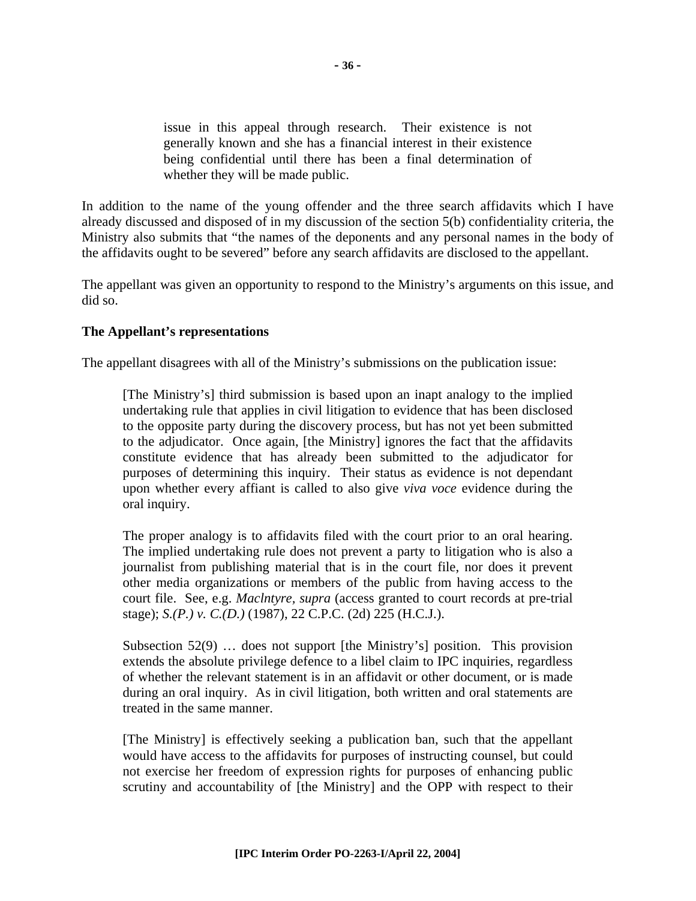> issue in this appeal through research. Their existence is not generally known and she has a financial interest in their existence being confidential until there has been a final determination of whether they will be made public.

In addition to the name of the young offender and the three search affidavits which I have already discussed and disposed of in my discussion of the section 5(b) confidentiality criteria, the Ministry also submits that "the names of the deponents and any personal names in the body of the affidavits ought to be severed" before any search affidavits are disclosed to the appellant.

The appellant was given an opportunity to respond to the Ministry's arguments on this issue, and did so.

**The Appellant's representations**

The appellant disagrees with all of the Ministry's submissions on the publication issue:

> [The Ministry's] third submission is based upon an inapt analogy to the implied undertaking rule that applies in civil litigation to evidence that has been disclosed to the opposite party during the discovery process, but has not yet been submitted to the adjudicator. Once again, [the Ministry] ignores the fact that the affidavits constitute evidence that has already been submitted to the adjudicator for purposes of determining this inquiry. Their status as evidence is not dependant upon whether every affiant is called to also give *viva voce* evidence during the oral inquiry.
>
> The proper analogy is to affidavits filed with the court prior to an oral hearing. The implied undertaking rule does not prevent a party to litigation who is also a journalist from publishing material that is in the court file, nor does it prevent other media organizations or members of the public from having access to the court file. See, e.g. *Maclntyre, supra* (access granted to court records at pre-trial stage); *S.(P.) v. C.(D.)* (1987), 22 C.P.C. (2d) 225 (H.C.J.).
>
> Subsection 52(9) … does not support [the Ministry's] position. This provision extends the absolute privilege defence to a libel claim to IPC inquiries, regardless of whether the relevant statement is in an affidavit or other document, or is made during an oral inquiry. As in civil litigation, both written and oral statements are treated in the same manner.
>
> [The Ministry] is effectively seeking a publication ban, such that the appellant would have access to the affidavits for purposes of instructing counsel, but could not exercise her freedom of expression rights for purposes of enhancing public scrutiny and accountability of [the Ministry] and the OPP with respect to their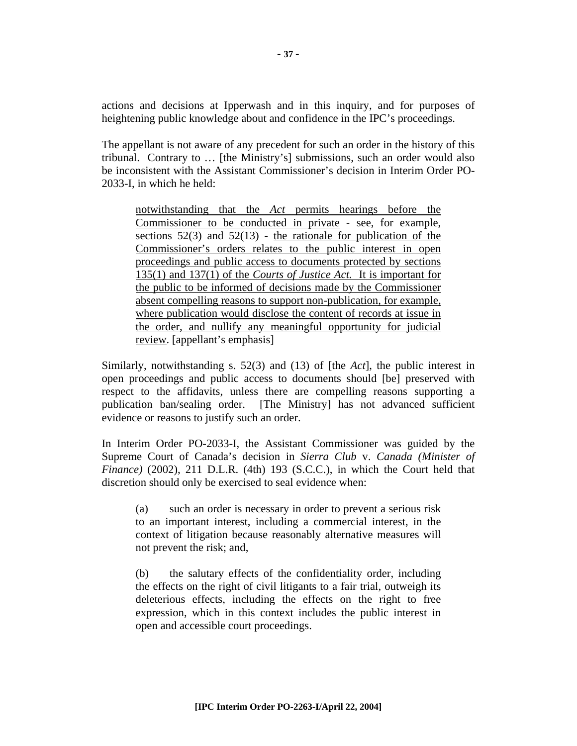actions and decisions at Ipperwash and in this inquiry, and for purposes of heightening public knowledge about and confidence in the IPC's proceedings.

The appellant is not aware of any precedent for such an order in the history of this tribunal. Contrary to … [the Ministry's] submissions, such an order would also be inconsistent with the Assistant Commissioner's decision in Interim Order PO-2033-I, in which he held:

> <u>notwithstanding that the *Act* permits hearings before the Commissioner to be conducted in private</u> - see, for example, sections 52(3) and 52(13) - <u>the rationale for publication of the Commissioner's orders relates to the public interest in open proceedings and public access to documents protected by sections 135(1) and 137(1) of the *Courts of Justice Act.* It is important for the public to be informed of decisions made by the Commissioner absent compelling reasons to support non-publication, for example, where publication would disclose the content of records at issue in the order, and nullify any meaningful opportunity for judicial review</u>. [appellant's emphasis]

Similarly, notwithstanding s. 52(3) and (13) of [the *Act*], the public interest in open proceedings and public access to documents should [be] preserved with respect to the affidavits, unless there are compelling reasons supporting a publication ban/sealing order. [The Ministry] has not advanced sufficient evidence or reasons to justify such an order.

In Interim Order PO-2033-I, the Assistant Commissioner was guided by the Supreme Court of Canada's decision in *Sierra Club* v. *Canada (Minister of Finance)* (2002), 211 D.L.R. (4th) 193 (S.C.C.), in which the Court held that discretion should only be exercised to seal evidence when:

> (a) such an order is necessary in order to prevent a serious risk to an important interest, including a commercial interest, in the context of litigation because reasonably alternative measures will not prevent the risk; and,
>
> (b) the salutary effects of the confidentiality order, including the effects on the right of civil litigants to a fair trial, outweigh its deleterious effects, including the effects on the right to free expression, which in this context includes the public interest in open and accessible court proceedings.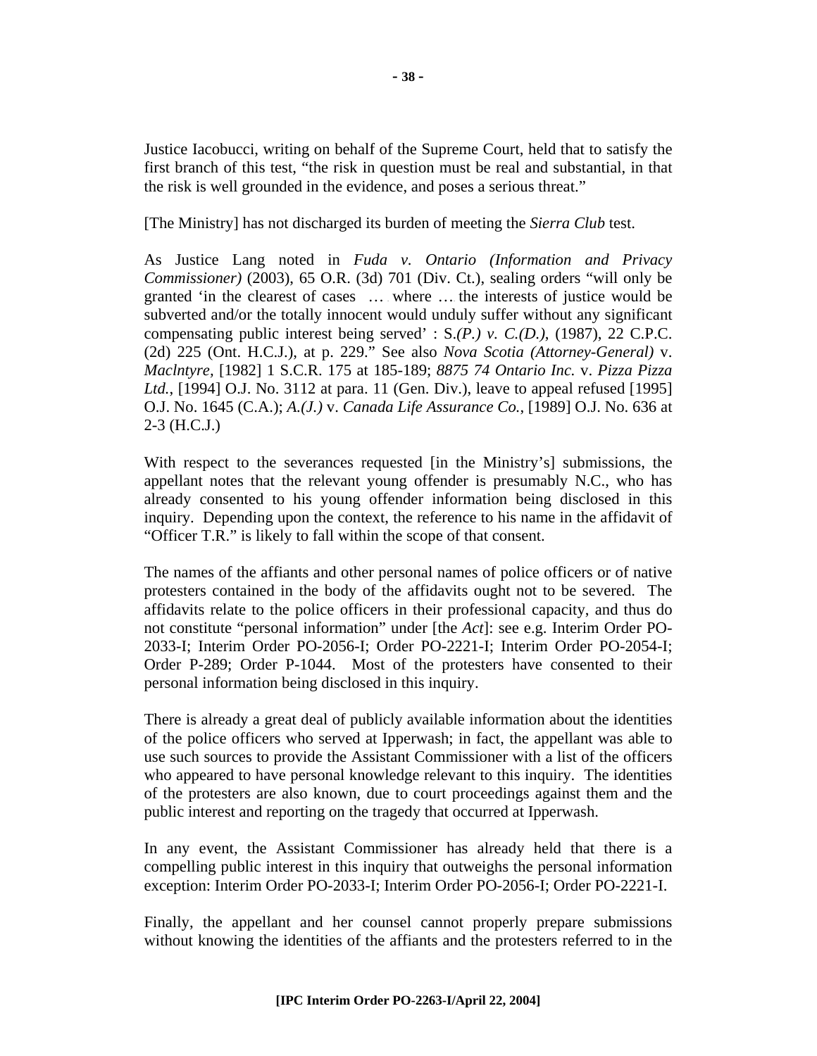Justice Iacobucci, writing on behalf of the Supreme Court, held that to satisfy the first branch of this test, "the risk in question must be real and substantial, in that the risk is well grounded in the evidence, and poses a serious threat."

[The Ministry] has not discharged its burden of meeting the *Sierra Club* test.

As Justice Lang noted in *Fuda v. Ontario (Information and Privacy Commissioner)* (2003), 65 O.R. (3d) 701 (Div. Ct.), sealing orders "will only be granted 'in the clearest of cases … where … the interests of justice would be subverted and/or the totally innocent would unduly suffer without any significant compensating public interest being served' : S.*(P.) v. C.(D.)*, (1987), 22 C.P.C. (2d) 225 (Ont. H.C.J.), at p. 229." See also *Nova Scotia (Attorney-General)* v. *Maclntyre*, [1982] 1 S.C.R. 175 at 185-189; *8875 74 Ontario Inc.* v. *Pizza Pizza Ltd.*, [1994] O.J. No. 3112 at para. 11 (Gen. Div.), leave to appeal refused [1995] O.J. No. 1645 (C.A.); *A.(J.)* v. *Canada Life Assurance Co.*, [1989] O.J. No. 636 at 2-3 (H.C.J.)

With respect to the severances requested [in the Ministry's] submissions, the appellant notes that the relevant young offender is presumably N.C., who has already consented to his young offender information being disclosed in this inquiry. Depending upon the context, the reference to his name in the affidavit of "Officer T.R." is likely to fall within the scope of that consent.

The names of the affiants and other personal names of police officers or of native protesters contained in the body of the affidavits ought not to be severed. The affidavits relate to the police officers in their professional capacity, and thus do not constitute "personal information" under [the *Act*]: see e.g. Interim Order PO-2033-I; Interim Order PO-2056-I; Order PO-2221-I; Interim Order PO-2054-I; Order P-289; Order P-1044. Most of the protesters have consented to their personal information being disclosed in this inquiry.

There is already a great deal of publicly available information about the identities of the police officers who served at Ipperwash; in fact, the appellant was able to use such sources to provide the Assistant Commissioner with a list of the officers who appeared to have personal knowledge relevant to this inquiry. The identities of the protesters are also known, due to court proceedings against them and the public interest and reporting on the tragedy that occurred at Ipperwash.

In any event, the Assistant Commissioner has already held that there is a compelling public interest in this inquiry that outweighs the personal information exception: Interim Order PO-2033-I; Interim Order PO-2056-I; Order PO-2221-I.

Finally, the appellant and her counsel cannot properly prepare submissions without knowing the identities of the affiants and the protesters referred to in the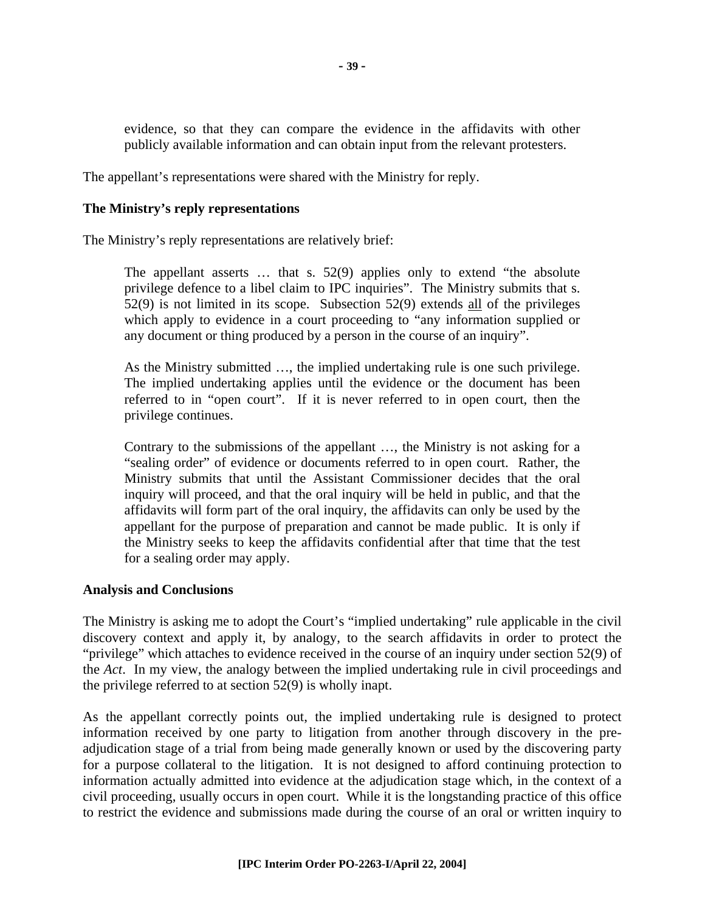> evidence, so that they can compare the evidence in the affidavits with other publicly available information and can obtain input from the relevant protesters.

The appellant's representations were shared with the Ministry for reply.

**The Ministry's reply representations**

The Ministry's reply representations are relatively brief:

> The appellant asserts … that s. 52(9) applies only to extend "the absolute privilege defence to a libel claim to IPC inquiries". The Ministry submits that s. 52(9) is not limited in its scope. Subsection 52(9) extends <u>all</u> of the privileges which apply to evidence in a court proceeding to "any information supplied or any document or thing produced by a person in the course of an inquiry".
>
> As the Ministry submitted …, the implied undertaking rule is one such privilege. The implied undertaking applies until the evidence or the document has been referred to in "open court". If it is never referred to in open court, then the privilege continues.
>
> Contrary to the submissions of the appellant …, the Ministry is not asking for a "sealing order" of evidence or documents referred to in open court. Rather, the Ministry submits that until the Assistant Commissioner decides that the oral inquiry will proceed, and that the oral inquiry will be held in public, and that the affidavits will form part of the oral inquiry, the affidavits can only be used by the appellant for the purpose of preparation and cannot be made public. It is only if the Ministry seeks to keep the affidavits confidential after that time that the test for a sealing order may apply.

**Analysis and Conclusions**

The Ministry is asking me to adopt the Court's "implied undertaking" rule applicable in the civil discovery context and apply it, by analogy, to the search affidavits in order to protect the "privilege" which attaches to evidence received in the course of an inquiry under section 52(9) of the *Act*. In my view, the analogy between the implied undertaking rule in civil proceedings and the privilege referred to at section 52(9) is wholly inapt.

As the appellant correctly points out, the implied undertaking rule is designed to protect information received by one party to litigation from another through discovery in the pre-adjudication stage of a trial from being made generally known or used by the discovering party for a purpose collateral to the litigation. It is not designed to afford continuing protection to information actually admitted into evidence at the adjudication stage which, in the context of a civil proceeding, usually occurs in open court. While it is the longstanding practice of this office to restrict the evidence and submissions made during the course of an oral or written inquiry to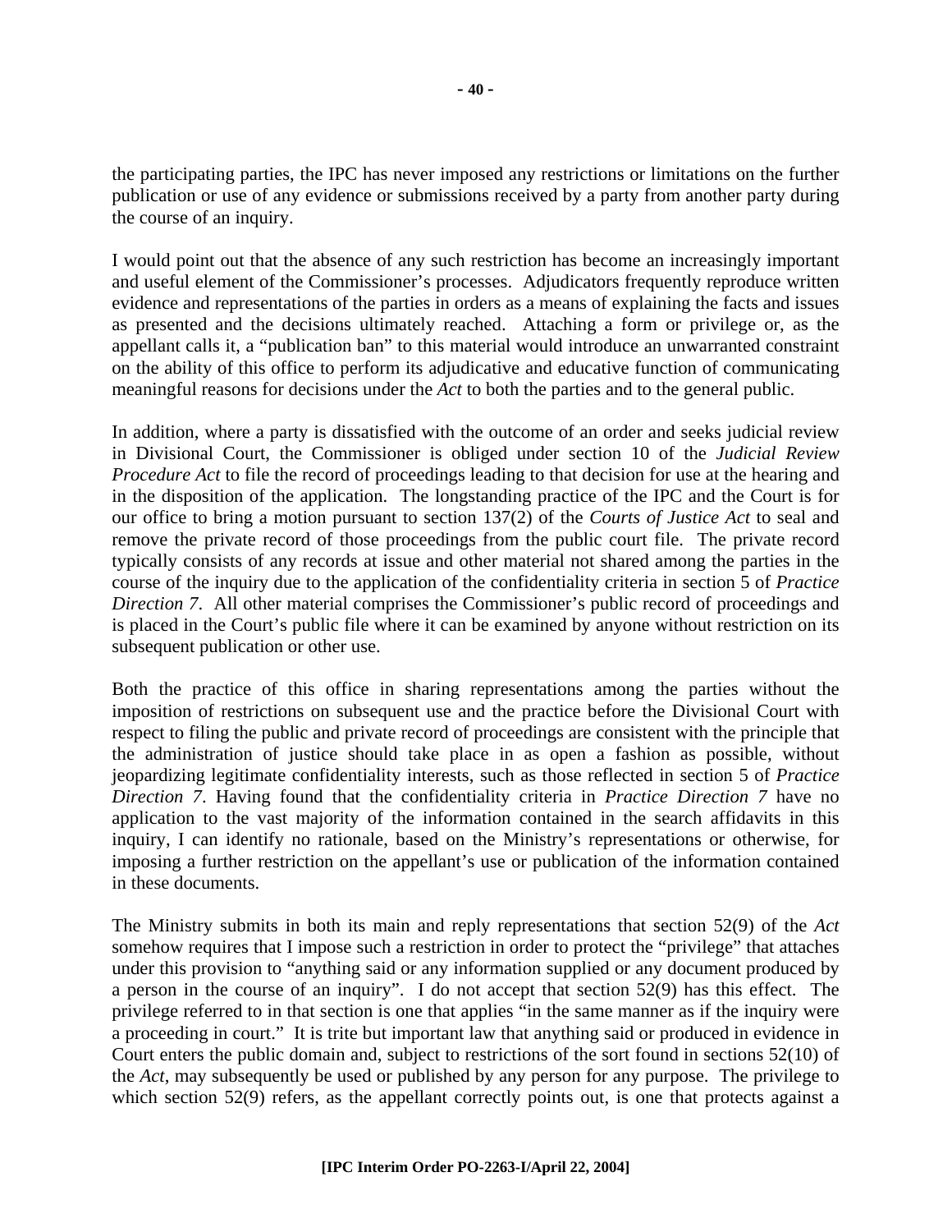the participating parties, the IPC has never imposed any restrictions or limitations on the further publication or use of any evidence or submissions received by a party from another party during the course of an inquiry.

I would point out that the absence of any such restriction has become an increasingly important and useful element of the Commissioner's processes. Adjudicators frequently reproduce written evidence and representations of the parties in orders as a means of explaining the facts and issues as presented and the decisions ultimately reached. Attaching a form or privilege or, as the appellant calls it, a "publication ban" to this material would introduce an unwarranted constraint on the ability of this office to perform its adjudicative and educative function of communicating meaningful reasons for decisions under the *Act* to both the parties and to the general public.

In addition, where a party is dissatisfied with the outcome of an order and seeks judicial review in Divisional Court, the Commissioner is obliged under section 10 of the *Judicial Review Procedure Act* to file the record of proceedings leading to that decision for use at the hearing and in the disposition of the application. The longstanding practice of the IPC and the Court is for our office to bring a motion pursuant to section 137(2) of the *Courts of Justice Act* to seal and remove the private record of those proceedings from the public court file. The private record typically consists of any records at issue and other material not shared among the parties in the course of the inquiry due to the application of the confidentiality criteria in section 5 of *Practice Direction 7*. All other material comprises the Commissioner's public record of proceedings and is placed in the Court's public file where it can be examined by anyone without restriction on its subsequent publication or other use.

Both the practice of this office in sharing representations among the parties without the imposition of restrictions on subsequent use and the practice before the Divisional Court with respect to filing the public and private record of proceedings are consistent with the principle that the administration of justice should take place in as open a fashion as possible, without jeopardizing legitimate confidentiality interests, such as those reflected in section 5 of *Practice Direction 7*. Having found that the confidentiality criteria in *Practice Direction 7* have no application to the vast majority of the information contained in the search affidavits in this inquiry, I can identify no rationale, based on the Ministry's representations or otherwise, for imposing a further restriction on the appellant's use or publication of the information contained in these documents.

The Ministry submits in both its main and reply representations that section 52(9) of the *Act* somehow requires that I impose such a restriction in order to protect the "privilege" that attaches under this provision to "anything said or any information supplied or any document produced by a person in the course of an inquiry". I do not accept that section 52(9) has this effect. The privilege referred to in that section is one that applies "in the same manner as if the inquiry were a proceeding in court." It is trite but important law that anything said or produced in evidence in Court enters the public domain and, subject to restrictions of the sort found in sections 52(10) of the *Act*, may subsequently be used or published by any person for any purpose. The privilege to which section 52(9) refers, as the appellant correctly points out, is one that protects against a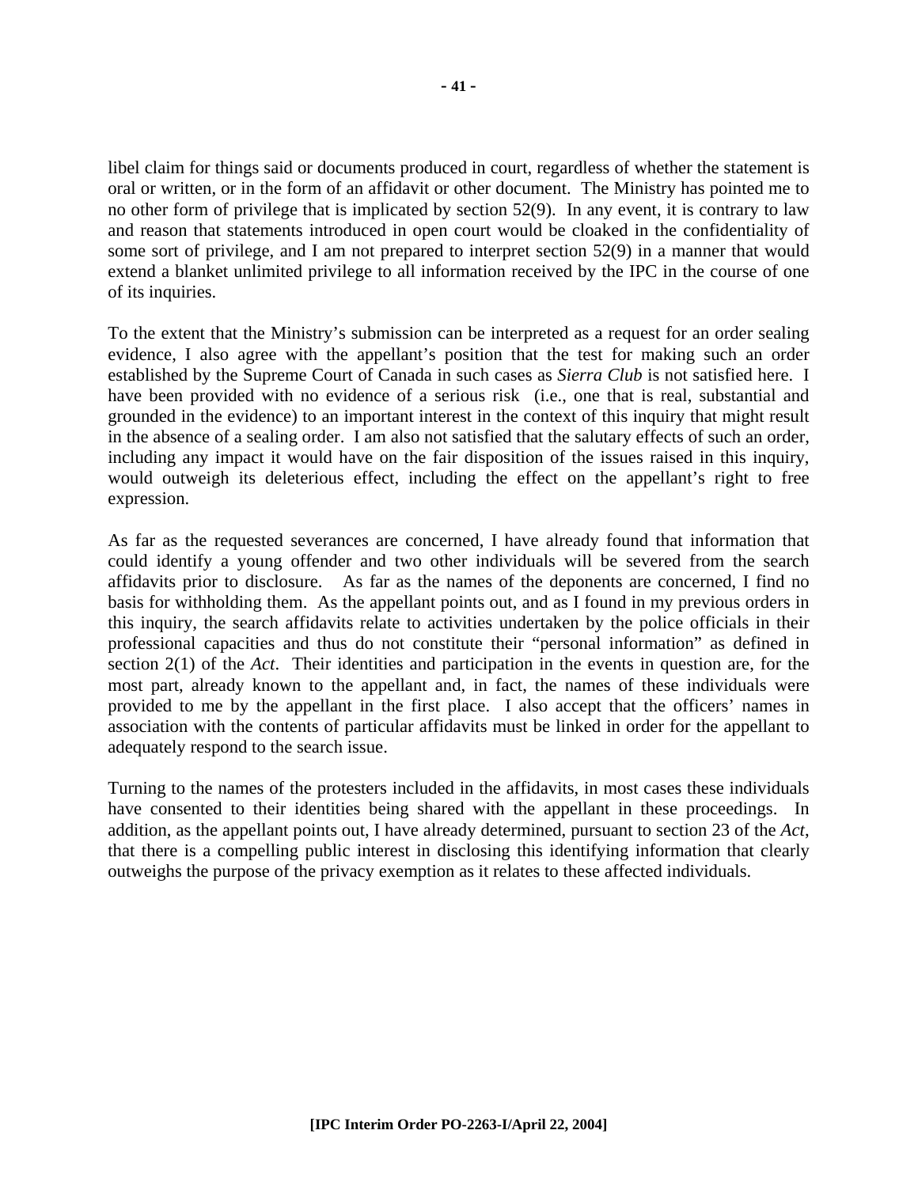libel claim for things said or documents produced in court, regardless of whether the statement is oral or written, or in the form of an affidavit or other document. The Ministry has pointed me to no other form of privilege that is implicated by section 52(9). In any event, it is contrary to law and reason that statements introduced in open court would be cloaked in the confidentiality of some sort of privilege, and I am not prepared to interpret section 52(9) in a manner that would extend a blanket unlimited privilege to all information received by the IPC in the course of one of its inquiries.

To the extent that the Ministry's submission can be interpreted as a request for an order sealing evidence, I also agree with the appellant's position that the test for making such an order established by the Supreme Court of Canada in such cases as *Sierra Club* is not satisfied here. I have been provided with no evidence of a serious risk (i.e., one that is real, substantial and grounded in the evidence) to an important interest in the context of this inquiry that might result in the absence of a sealing order. I am also not satisfied that the salutary effects of such an order, including any impact it would have on the fair disposition of the issues raised in this inquiry, would outweigh its deleterious effect, including the effect on the appellant's right to free expression.

As far as the requested severances are concerned, I have already found that information that could identify a young offender and two other individuals will be severed from the search affidavits prior to disclosure. As far as the names of the deponents are concerned, I find no basis for withholding them. As the appellant points out, and as I found in my previous orders in this inquiry, the search affidavits relate to activities undertaken by the police officials in their professional capacities and thus do not constitute their "personal information" as defined in section 2(1) of the *Act*. Their identities and participation in the events in question are, for the most part, already known to the appellant and, in fact, the names of these individuals were provided to me by the appellant in the first place. I also accept that the officers' names in association with the contents of particular affidavits must be linked in order for the appellant to adequately respond to the search issue.

Turning to the names of the protesters included in the affidavits, in most cases these individuals have consented to their identities being shared with the appellant in these proceedings. In addition, as the appellant points out, I have already determined, pursuant to section 23 of the *Act*, that there is a compelling public interest in disclosing this identifying information that clearly outweighs the purpose of the privacy exemption as it relates to these affected individuals.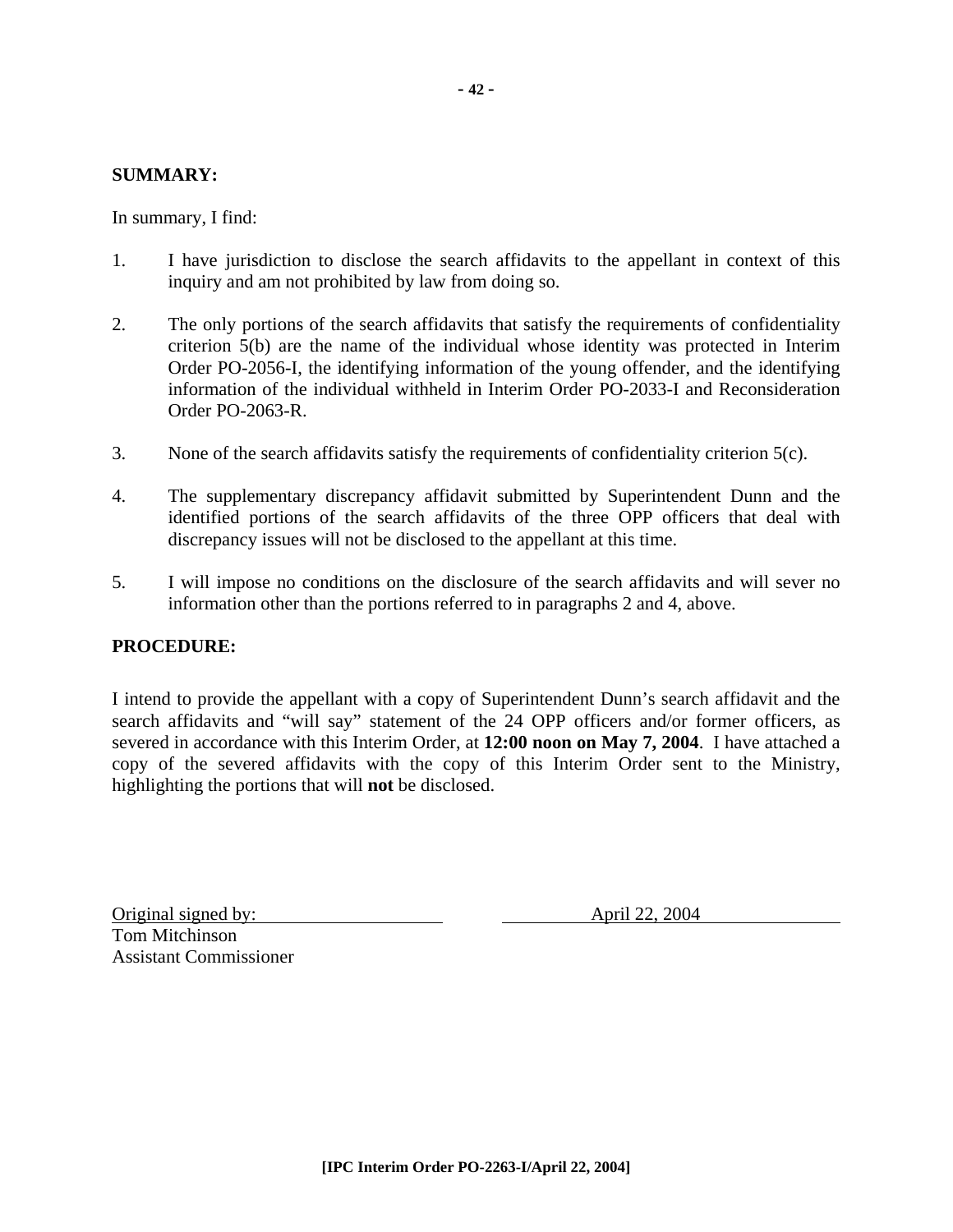## SUMMARY:

In summary, I find:

1. I have jurisdiction to disclose the search affidavits to the appellant in context of this inquiry and am not prohibited by law from doing so.

2. The only portions of the search affidavits that satisfy the requirements of confidentiality criterion 5(b) are the name of the individual whose identity was protected in Interim Order PO-2056-I, the identifying information of the young offender, and the identifying information of the individual withheld in Interim Order PO-2033-I and Reconsideration Order PO-2063-R.

3. None of the search affidavits satisfy the requirements of confidentiality criterion 5(c).

4. The supplementary discrepancy affidavit submitted by Superintendent Dunn and the identified portions of the search affidavits of the three OPP officers that deal with discrepancy issues will not be disclosed to the appellant at this time.

5. I will impose no conditions on the disclosure of the search affidavits and will sever no information other than the portions referred to in paragraphs 2 and 4, above.

## PROCEDURE:

I intend to provide the appellant with a copy of Superintendent Dunn's search affidavit and the search affidavits and "will say" statement of the 24 OPP officers and/or former officers, as severed in accordance with this Interim Order, at **12:00 noon on May 7, 2004**. I have attached a copy of the severed affidavits with the copy of this Interim Order sent to the Ministry, highlighting the portions that will **not** be disclosed.

Original signed by: April 22, 2004
Tom Mitchinson
Assistant Commissioner